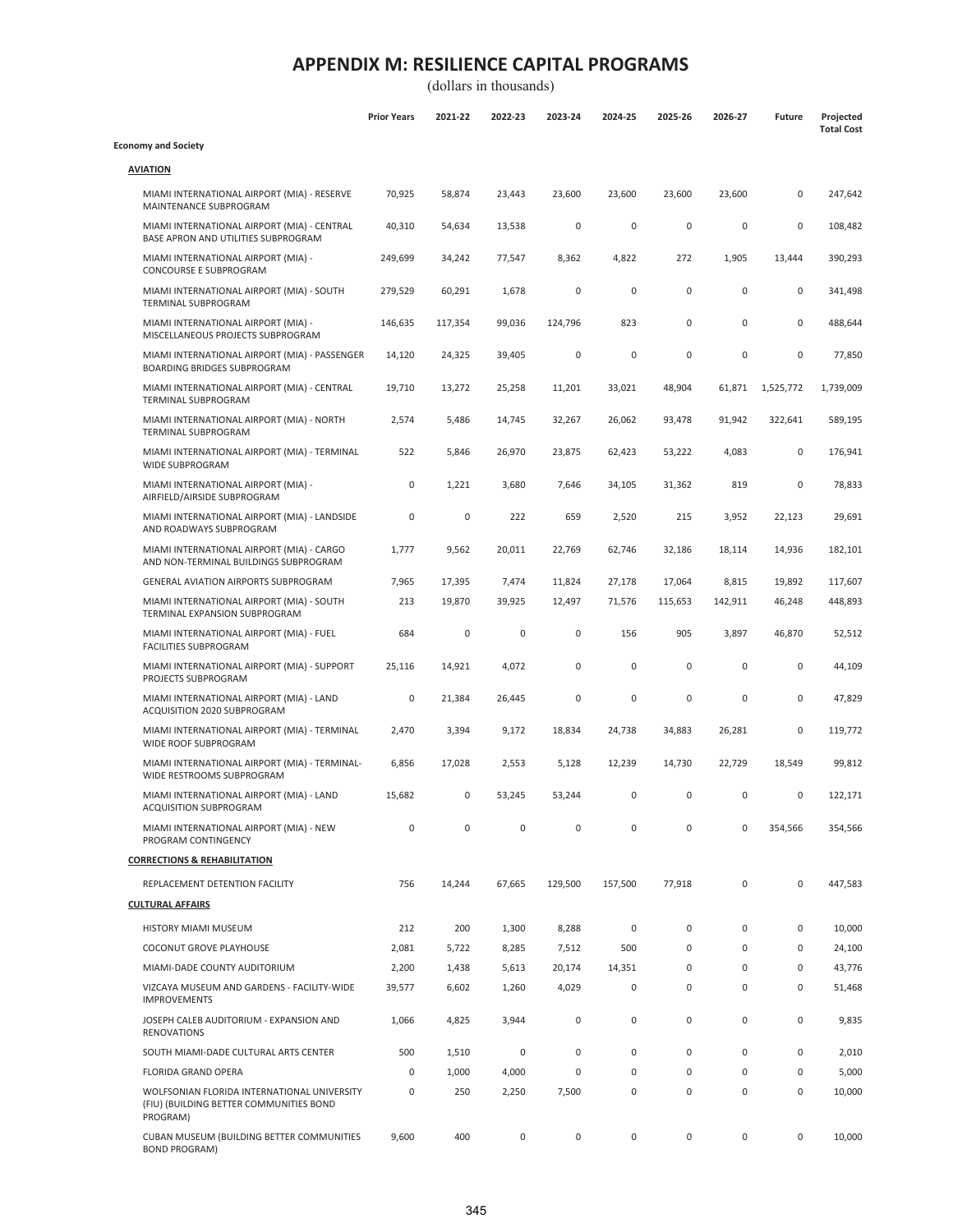# APPENDIX M: RESILIENCE CAPITAL PROGRAMS

(dollars in thousands)

| | Prior Years | 2021-22 | 2022-23 | 2023-24 | 2024-25 | 2025-26 | 2026-27 | Future | Projected Total Cost |
|---|---|---|---|---|---|---|---|---|---|
| **Economy and Society** | | | | | | | | | |
| **AVIATION** | | | | | | | | | |
| MIAMI INTERNATIONAL AIRPORT (MIA) - RESERVE MAINTENANCE SUBPROGRAM | 70,925 | 58,874 | 23,443 | 23,600 | 23,600 | 23,600 | 23,600 | 0 | 247,642 |
| MIAMI INTERNATIONAL AIRPORT (MIA) - CENTRAL BASE APRON AND UTILITIES SUBPROGRAM | 40,310 | 54,634 | 13,538 | 0 | 0 | 0 | 0 | 0 | 108,482 |
| MIAMI INTERNATIONAL AIRPORT (MIA) - CONCOURSE E SUBPROGRAM | 249,699 | 34,242 | 77,547 | 8,362 | 4,822 | 272 | 1,905 | 13,444 | 390,293 |
| MIAMI INTERNATIONAL AIRPORT (MIA) - SOUTH TERMINAL SUBPROGRAM | 279,529 | 60,291 | 1,678 | 0 | 0 | 0 | 0 | 0 | 341,498 |
| MIAMI INTERNATIONAL AIRPORT (MIA) - MISCELLANEOUS PROJECTS SUBPROGRAM | 146,635 | 117,354 | 99,036 | 124,796 | 823 | 0 | 0 | 0 | 488,644 |
| MIAMI INTERNATIONAL AIRPORT (MIA) - PASSENGER BOARDING BRIDGES SUBPROGRAM | 14,120 | 24,325 | 39,405 | 0 | 0 | 0 | 0 | 0 | 77,850 |
| MIAMI INTERNATIONAL AIRPORT (MIA) - CENTRAL TERMINAL SUBPROGRAM | 19,710 | 13,272 | 25,258 | 11,201 | 33,021 | 48,904 | 61,871 | 1,525,772 | 1,739,009 |
| MIAMI INTERNATIONAL AIRPORT (MIA) - NORTH TERMINAL SUBPROGRAM | 2,574 | 5,486 | 14,745 | 32,267 | 26,062 | 93,478 | 91,942 | 322,641 | 589,195 |
| MIAMI INTERNATIONAL AIRPORT (MIA) - TERMINAL WIDE SUBPROGRAM | 522 | 5,846 | 26,970 | 23,875 | 62,423 | 53,222 | 4,083 | 0 | 176,941 |
| MIAMI INTERNATIONAL AIRPORT (MIA) - AIRFIELD/AIRSIDE SUBPROGRAM | 0 | 1,221 | 3,680 | 7,646 | 34,105 | 31,362 | 819 | 0 | 78,833 |
| MIAMI INTERNATIONAL AIRPORT (MIA) - LANDSIDE AND ROADWAYS SUBPROGRAM | 0 | 0 | 222 | 659 | 2,520 | 215 | 3,952 | 22,123 | 29,691 |
| MIAMI INTERNATIONAL AIRPORT (MIA) - CARGO AND NON-TERMINAL BUILDINGS SUBPROGRAM | 1,777 | 9,562 | 20,011 | 22,769 | 62,746 | 32,186 | 18,114 | 14,936 | 182,101 |
| GENERAL AVIATION AIRPORTS SUBPROGRAM | 7,965 | 17,395 | 7,474 | 11,824 | 27,178 | 17,064 | 8,815 | 19,892 | 117,607 |
| MIAMI INTERNATIONAL AIRPORT (MIA) - SOUTH TERMINAL EXPANSION SUBPROGRAM | 213 | 19,870 | 39,925 | 12,497 | 71,576 | 115,653 | 142,911 | 46,248 | 448,893 |
| MIAMI INTERNATIONAL AIRPORT (MIA) - FUEL FACILITIES SUBPROGRAM | 684 | 0 | 0 | 0 | 156 | 905 | 3,897 | 46,870 | 52,512 |
| MIAMI INTERNATIONAL AIRPORT (MIA) - SUPPORT PROJECTS SUBPROGRAM | 25,116 | 14,921 | 4,072 | 0 | 0 | 0 | 0 | 0 | 44,109 |
| MIAMI INTERNATIONAL AIRPORT (MIA) - LAND ACQUISITION 2020 SUBPROGRAM | 0 | 21,384 | 26,445 | 0 | 0 | 0 | 0 | 0 | 47,829 |
| MIAMI INTERNATIONAL AIRPORT (MIA) - TERMINAL WIDE ROOF SUBPROGRAM | 2,470 | 3,394 | 9,172 | 18,834 | 24,738 | 34,883 | 26,281 | 0 | 119,772 |
| MIAMI INTERNATIONAL AIRPORT (MIA) - TERMINAL-WIDE RESTROOMS SUBPROGRAM | 6,856 | 17,028 | 2,553 | 5,128 | 12,239 | 14,730 | 22,729 | 18,549 | 99,812 |
| MIAMI INTERNATIONAL AIRPORT (MIA) - LAND ACQUISITION SUBPROGRAM | 15,682 | 0 | 53,245 | 53,244 | 0 | 0 | 0 | 0 | 122,171 |
| MIAMI INTERNATIONAL AIRPORT (MIA) - NEW PROGRAM CONTINGENCY | 0 | 0 | 0 | 0 | 0 | 0 | 0 | 354,566 | 354,566 |
| **CORRECTIONS & REHABILITATION** | | | | | | | | | |
| REPLACEMENT DETENTION FACILITY | 756 | 14,244 | 67,665 | 129,500 | 157,500 | 77,918 | 0 | 0 | 447,583 |
| **CULTURAL AFFAIRS** | | | | | | | | | |
| HISTORY MIAMI MUSEUM | 212 | 200 | 1,300 | 8,288 | 0 | 0 | 0 | 0 | 10,000 |
| COCONUT GROVE PLAYHOUSE | 2,081 | 5,722 | 8,285 | 7,512 | 500 | 0 | 0 | 0 | 24,100 |
| MIAMI-DADE COUNTY AUDITORIUM | 2,200 | 1,438 | 5,613 | 20,174 | 14,351 | 0 | 0 | 0 | 43,776 |
| VIZCAYA MUSEUM AND GARDENS - FACILITY-WIDE IMPROVEMENTS | 39,577 | 6,602 | 1,260 | 4,029 | 0 | 0 | 0 | 0 | 51,468 |
| JOSEPH CALEB AUDITORIUM - EXPANSION AND RENOVATIONS | 1,066 | 4,825 | 3,944 | 0 | 0 | 0 | 0 | 0 | 9,835 |
| SOUTH MIAMI-DADE CULTURAL ARTS CENTER | 500 | 1,510 | 0 | 0 | 0 | 0 | 0 | 0 | 2,010 |
| FLORIDA GRAND OPERA | 0 | 1,000 | 4,000 | 0 | 0 | 0 | 0 | 0 | 5,000 |
| WOLFSONIAN FLORIDA INTERNATIONAL UNIVERSITY (FIU) (BUILDING BETTER COMMUNITIES BOND PROGRAM) | 0 | 250 | 2,250 | 7,500 | 0 | 0 | 0 | 0 | 10,000 |
| CUBAN MUSEUM (BUILDING BETTER COMMUNITIES BOND PROGRAM) | 9,600 | 400 | 0 | 0 | 0 | 0 | 0 | 0 | 10,000 |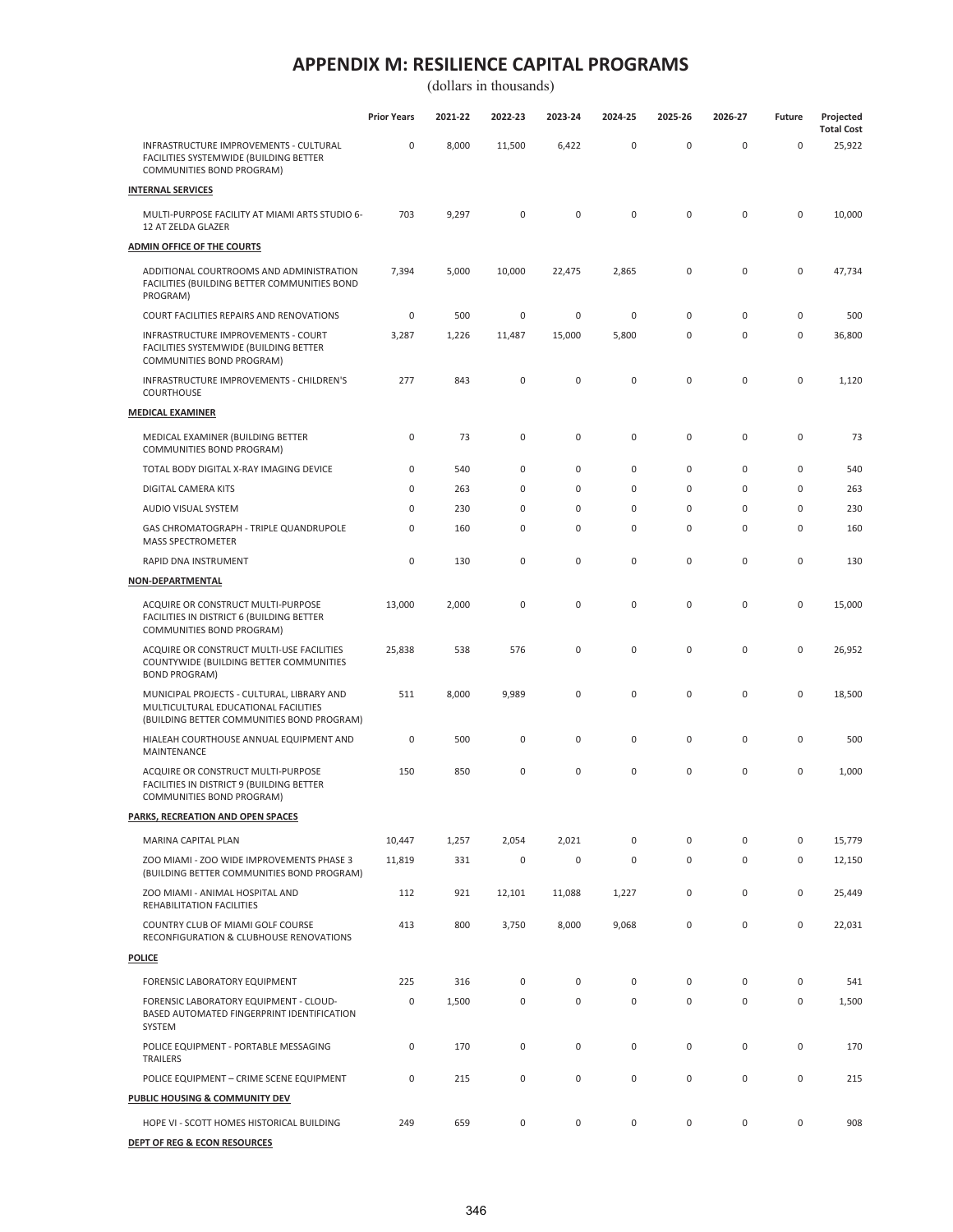# APPENDIX M: RESILIENCE CAPITAL PROGRAMS

(dollars in thousands)

| | Prior Years | 2021-22 | 2022-23 | 2023-24 | 2024-25 | 2025-26 | 2026-27 | Future | Projected Total Cost |
|---|---|---|---|---|---|---|---|---|---|
| INFRASTRUCTURE IMPROVEMENTS - CULTURAL FACILITIES SYSTEMWIDE (BUILDING BETTER COMMUNITIES BOND PROGRAM) | 0 | 8,000 | 11,500 | 6,422 | 0 | 0 | 0 | 0 | 25,922 |
| **INTERNAL SERVICES** | | | | | | | | | |
| MULTI-PURPOSE FACILITY AT MIAMI ARTS STUDIO 6-12 AT ZELDA GLAZER | 703 | 9,297 | 0 | 0 | 0 | 0 | 0 | 0 | 10,000 |
| **ADMIN OFFICE OF THE COURTS** | | | | | | | | | |
| ADDITIONAL COURTROOMS AND ADMINISTRATION FACILITIES (BUILDING BETTER COMMUNITIES BOND PROGRAM) | 7,394 | 5,000 | 10,000 | 22,475 | 2,865 | 0 | 0 | 0 | 47,734 |
| COURT FACILITIES REPAIRS AND RENOVATIONS | 0 | 500 | 0 | 0 | 0 | 0 | 0 | 0 | 500 |
| INFRASTRUCTURE IMPROVEMENTS - COURT FACILITIES SYSTEMWIDE (BUILDING BETTER COMMUNITIES BOND PROGRAM) | 3,287 | 1,226 | 11,487 | 15,000 | 5,800 | 0 | 0 | 0 | 36,800 |
| INFRASTRUCTURE IMPROVEMENTS - CHILDREN'S COURTHOUSE | 277 | 843 | 0 | 0 | 0 | 0 | 0 | 0 | 1,120 |
| **MEDICAL EXAMINER** | | | | | | | | | |
| MEDICAL EXAMINER (BUILDING BETTER COMMUNITIES BOND PROGRAM) | 0 | 73 | 0 | 0 | 0 | 0 | 0 | 0 | 73 |
| TOTAL BODY DIGITAL X-RAY IMAGING DEVICE | 0 | 540 | 0 | 0 | 0 | 0 | 0 | 0 | 540 |
| DIGITAL CAMERA KITS | 0 | 263 | 0 | 0 | 0 | 0 | 0 | 0 | 263 |
| AUDIO VISUAL SYSTEM | 0 | 230 | 0 | 0 | 0 | 0 | 0 | 0 | 230 |
| GAS CHROMATOGRAPH - TRIPLE QUANDRUPOLE MASS SPECTROMETER | 0 | 160 | 0 | 0 | 0 | 0 | 0 | 0 | 160 |
| RAPID DNA INSTRUMENT | 0 | 130 | 0 | 0 | 0 | 0 | 0 | 0 | 130 |
| **NON-DEPARTMENTAL** | | | | | | | | | |
| ACQUIRE OR CONSTRUCT MULTI-PURPOSE FACILITIES IN DISTRICT 6 (BUILDING BETTER COMMUNITIES BOND PROGRAM) | 13,000 | 2,000 | 0 | 0 | 0 | 0 | 0 | 0 | 15,000 |
| ACQUIRE OR CONSTRUCT MULTI-USE FACILITIES COUNTYWIDE (BUILDING BETTER COMMUNITIES BOND PROGRAM) | 25,838 | 538 | 576 | 0 | 0 | 0 | 0 | 0 | 26,952 |
| MUNICIPAL PROJECTS - CULTURAL, LIBRARY AND MULTICULTURAL EDUCATIONAL FACILITIES (BUILDING BETTER COMMUNITIES BOND PROGRAM) | 511 | 8,000 | 9,989 | 0 | 0 | 0 | 0 | 0 | 18,500 |
| HIALEAH COURTHOUSE ANNUAL EQUIPMENT AND MAINTENANCE | 0 | 500 | 0 | 0 | 0 | 0 | 0 | 0 | 500 |
| ACQUIRE OR CONSTRUCT MULTI-PURPOSE FACILITIES IN DISTRICT 9 (BUILDING BETTER COMMUNITIES BOND PROGRAM) | 150 | 850 | 0 | 0 | 0 | 0 | 0 | 0 | 1,000 |
| **PARKS, RECREATION AND OPEN SPACES** | | | | | | | | | |
| MARINA CAPITAL PLAN | 10,447 | 1,257 | 2,054 | 2,021 | 0 | 0 | 0 | 0 | 15,779 |
| ZOO MIAMI - ZOO WIDE IMPROVEMENTS PHASE 3 (BUILDING BETTER COMMUNITIES BOND PROGRAM) | 11,819 | 331 | 0 | 0 | 0 | 0 | 0 | 0 | 12,150 |
| ZOO MIAMI - ANIMAL HOSPITAL AND REHABILITATION FACILITIES | 112 | 921 | 12,101 | 11,088 | 1,227 | 0 | 0 | 0 | 25,449 |
| COUNTRY CLUB OF MIAMI GOLF COURSE RECONFIGURATION & CLUBHOUSE RENOVATIONS | 413 | 800 | 3,750 | 8,000 | 9,068 | 0 | 0 | 0 | 22,031 |
| **POLICE** | | | | | | | | | |
| FORENSIC LABORATORY EQUIPMENT | 225 | 316 | 0 | 0 | 0 | 0 | 0 | 0 | 541 |
| FORENSIC LABORATORY EQUIPMENT - CLOUD-BASED AUTOMATED FINGERPRINT IDENTIFICATION SYSTEM | 0 | 1,500 | 0 | 0 | 0 | 0 | 0 | 0 | 1,500 |
| POLICE EQUIPMENT - PORTABLE MESSAGING TRAILERS | 0 | 170 | 0 | 0 | 0 | 0 | 0 | 0 | 170 |
| POLICE EQUIPMENT – CRIME SCENE EQUIPMENT | 0 | 215 | 0 | 0 | 0 | 0 | 0 | 0 | 215 |
| **PUBLIC HOUSING & COMMUNITY DEV** | | | | | | | | | |
| HOPE VI - SCOTT HOMES HISTORICAL BUILDING | 249 | 659 | 0 | 0 | 0 | 0 | 0 | 0 | 908 |
| **DEPT OF REG & ECON RESOURCES** | | | | | | | | | |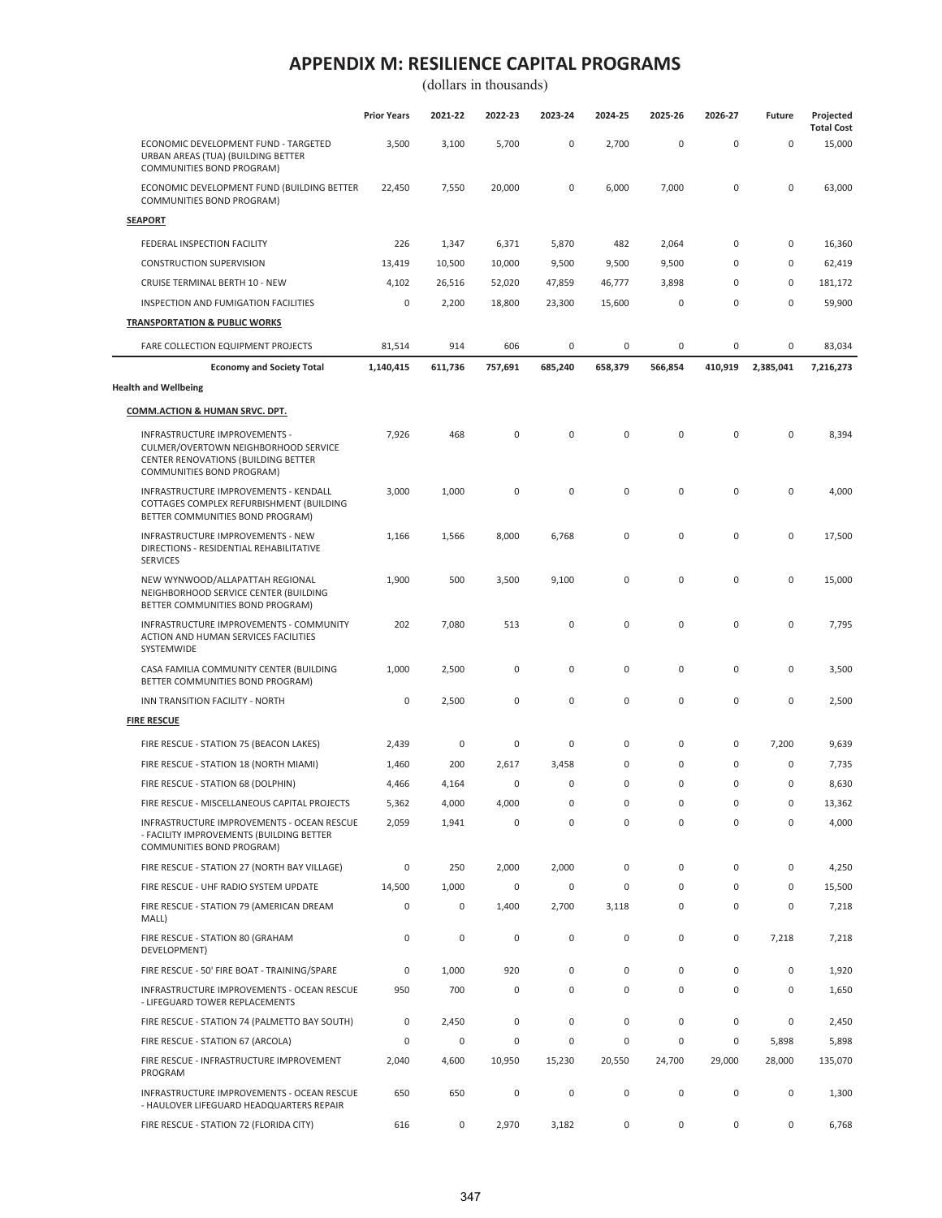# APPENDIX M: RESILIENCE CAPITAL PROGRAMS

(dollars in thousands)

| | Prior Years | 2021-22 | 2022-23 | 2023-24 | 2024-25 | 2025-26 | 2026-27 | Future | Projected Total Cost |
|---|---|---|---|---|---|---|---|---|---|
| ECONOMIC DEVELOPMENT FUND - TARGETED URBAN AREAS (TUA) (BUILDING BETTER COMMUNITIES BOND PROGRAM) | 3,500 | 3,100 | 5,700 | 0 | 2,700 | 0 | 0 | 0 | 15,000 |
| ECONOMIC DEVELOPMENT FUND (BUILDING BETTER COMMUNITIES BOND PROGRAM) | 22,450 | 7,550 | 20,000 | 0 | 6,000 | 7,000 | 0 | 0 | 63,000 |
| **SEAPORT** | | | | | | | | | |
| FEDERAL INSPECTION FACILITY | 226 | 1,347 | 6,371 | 5,870 | 482 | 2,064 | 0 | 0 | 16,360 |
| CONSTRUCTION SUPERVISION | 13,419 | 10,500 | 10,000 | 9,500 | 9,500 | 9,500 | 0 | 0 | 62,419 |
| CRUISE TERMINAL BERTH 10 - NEW | 4,102 | 26,516 | 52,020 | 47,859 | 46,777 | 3,898 | 0 | 0 | 181,172 |
| INSPECTION AND FUMIGATION FACILITIES | 0 | 2,200 | 18,800 | 23,300 | 15,600 | 0 | 0 | 0 | 59,900 |
| **TRANSPORTATION & PUBLIC WORKS** | | | | | | | | | |
| FARE COLLECTION EQUIPMENT PROJECTS | 81,514 | 914 | 606 | 0 | 0 | 0 | 0 | 0 | 83,034 |
| **Economy and Society Total** | **1,140,415** | **611,736** | **757,691** | **685,240** | **658,379** | **566,854** | **410,919** | **2,385,041** | **7,216,273** |
| **Health and Wellbeing** | | | | | | | | | |
| **COMM.ACTION & HUMAN SRVC. DPT.** | | | | | | | | | |
| INFRASTRUCTURE IMPROVEMENTS - CULMER/OVERTOWN NEIGHBORHOOD SERVICE CENTER RENOVATIONS (BUILDING BETTER COMMUNITIES BOND PROGRAM) | 7,926 | 468 | 0 | 0 | 0 | 0 | 0 | 0 | 8,394 |
| INFRASTRUCTURE IMPROVEMENTS - KENDALL COTTAGES COMPLEX REFURBISHMENT (BUILDING BETTER COMMUNITIES BOND PROGRAM) | 3,000 | 1,000 | 0 | 0 | 0 | 0 | 0 | 0 | 4,000 |
| INFRASTRUCTURE IMPROVEMENTS - NEW DIRECTIONS - RESIDENTIAL REHABILITATIVE SERVICES | 1,166 | 1,566 | 8,000 | 6,768 | 0 | 0 | 0 | 0 | 17,500 |
| NEW WYNWOOD/ALLAPATTAH REGIONAL NEIGHBORHOOD SERVICE CENTER (BUILDING BETTER COMMUNITIES BOND PROGRAM) | 1,900 | 500 | 3,500 | 9,100 | 0 | 0 | 0 | 0 | 15,000 |
| INFRASTRUCTURE IMPROVEMENTS - COMMUNITY ACTION AND HUMAN SERVICES FACILITIES SYSTEMWIDE | 202 | 7,080 | 513 | 0 | 0 | 0 | 0 | 0 | 7,795 |
| CASA FAMILIA COMMUNITY CENTER (BUILDING BETTER COMMUNITIES BOND PROGRAM) | 1,000 | 2,500 | 0 | 0 | 0 | 0 | 0 | 0 | 3,500 |
| INN TRANSITION FACILITY - NORTH | 0 | 2,500 | 0 | 0 | 0 | 0 | 0 | 0 | 2,500 |
| **FIRE RESCUE** | | | | | | | | | |
| FIRE RESCUE - STATION 75 (BEACON LAKES) | 2,439 | 0 | 0 | 0 | 0 | 0 | 0 | 7,200 | 9,639 |
| FIRE RESCUE - STATION 18 (NORTH MIAMI) | 1,460 | 200 | 2,617 | 3,458 | 0 | 0 | 0 | 0 | 7,735 |
| FIRE RESCUE - STATION 68 (DOLPHIN) | 4,466 | 4,164 | 0 | 0 | 0 | 0 | 0 | 0 | 8,630 |
| FIRE RESCUE - MISCELLANEOUS CAPITAL PROJECTS | 5,362 | 4,000 | 4,000 | 0 | 0 | 0 | 0 | 0 | 13,362 |
| INFRASTRUCTURE IMPROVEMENTS - OCEAN RESCUE - FACILITY IMPROVEMENTS (BUILDING BETTER COMMUNITIES BOND PROGRAM) | 2,059 | 1,941 | 0 | 0 | 0 | 0 | 0 | 0 | 4,000 |
| FIRE RESCUE - STATION 27 (NORTH BAY VILLAGE) | 0 | 250 | 2,000 | 2,000 | 0 | 0 | 0 | 0 | 4,250 |
| FIRE RESCUE - UHF RADIO SYSTEM UPDATE | 14,500 | 1,000 | 0 | 0 | 0 | 0 | 0 | 0 | 15,500 |
| FIRE RESCUE - STATION 79 (AMERICAN DREAM MALL) | 0 | 0 | 1,400 | 2,700 | 3,118 | 0 | 0 | 0 | 7,218 |
| FIRE RESCUE - STATION 80 (GRAHAM DEVELOPMENT) | 0 | 0 | 0 | 0 | 0 | 0 | 0 | 7,218 | 7,218 |
| FIRE RESCUE - 50' FIRE BOAT - TRAINING/SPARE | 0 | 1,000 | 920 | 0 | 0 | 0 | 0 | 0 | 1,920 |
| INFRASTRUCTURE IMPROVEMENTS - OCEAN RESCUE - LIFEGUARD TOWER REPLACEMENTS | 950 | 700 | 0 | 0 | 0 | 0 | 0 | 0 | 1,650 |
| FIRE RESCUE - STATION 74 (PALMETTO BAY SOUTH) | 0 | 2,450 | 0 | 0 | 0 | 0 | 0 | 0 | 2,450 |
| FIRE RESCUE - STATION 67 (ARCOLA) | 0 | 0 | 0 | 0 | 0 | 0 | 0 | 5,898 | 5,898 |
| FIRE RESCUE - INFRASTRUCTURE IMPROVEMENT PROGRAM | 2,040 | 4,600 | 10,950 | 15,230 | 20,550 | 24,700 | 29,000 | 28,000 | 135,070 |
| INFRASTRUCTURE IMPROVEMENTS - OCEAN RESCUE - HAULOVER LIFEGUARD HEADQUARTERS REPAIR | 650 | 650 | 0 | 0 | 0 | 0 | 0 | 0 | 1,300 |
| FIRE RESCUE - STATION 72 (FLORIDA CITY) | 616 | 0 | 2,970 | 3,182 | 0 | 0 | 0 | 0 | 6,768 |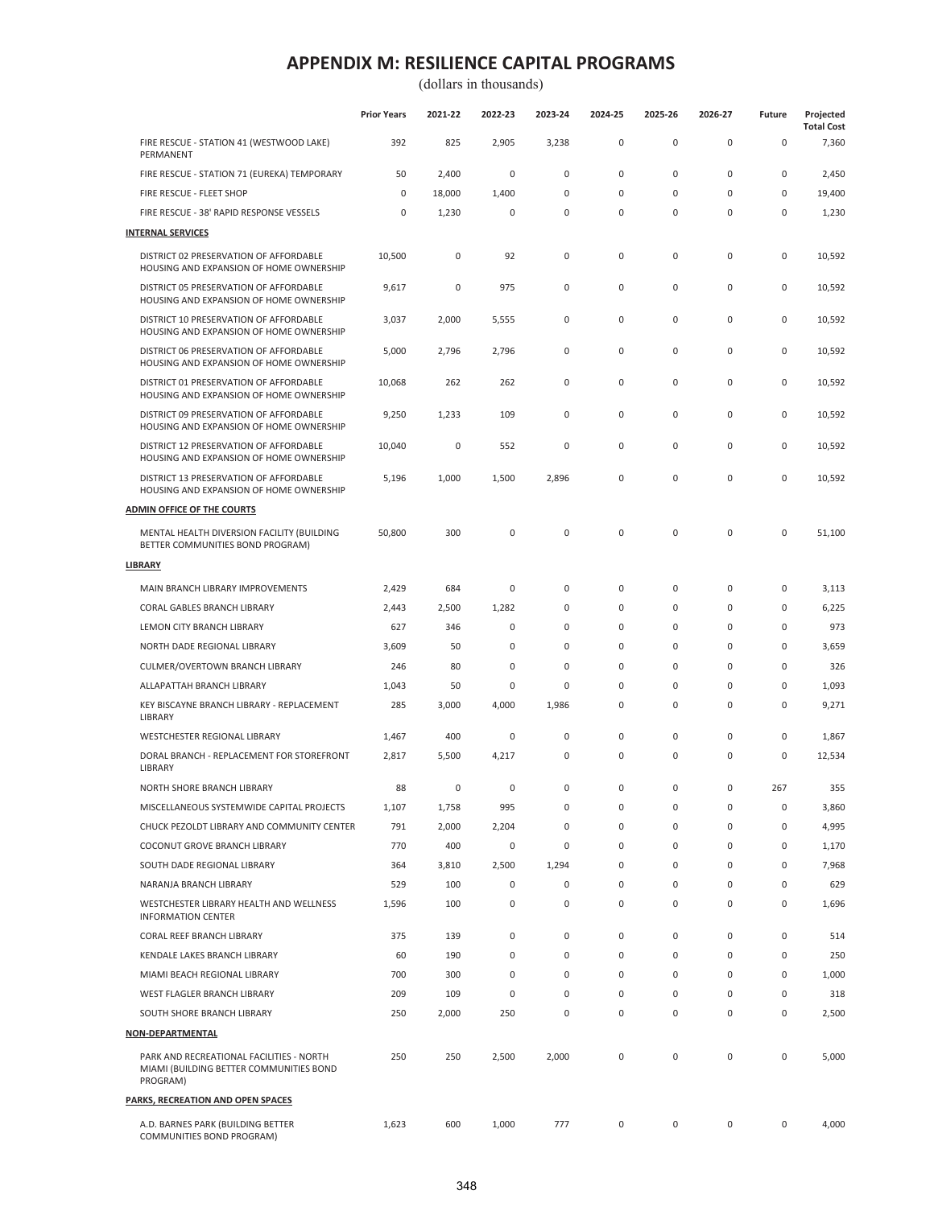# APPENDIX M: RESILIENCE CAPITAL PROGRAMS

(dollars in thousands)

| | Prior Years | 2021-22 | 2022-23 | 2023-24 | 2024-25 | 2025-26 | 2026-27 | Future | Projected Total Cost |
|---|---|---|---|---|---|---|---|---|---|
| FIRE RESCUE - STATION 41 (WESTWOOD LAKE) PERMANENT | 392 | 825 | 2,905 | 3,238 | 0 | 0 | 0 | 0 | 7,360 |
| FIRE RESCUE - STATION 71 (EUREKA) TEMPORARY | 50 | 2,400 | 0 | 0 | 0 | 0 | 0 | 0 | 2,450 |
| FIRE RESCUE - FLEET SHOP | 0 | 18,000 | 1,400 | 0 | 0 | 0 | 0 | 0 | 19,400 |
| FIRE RESCUE - 38' RAPID RESPONSE VESSELS | 0 | 1,230 | 0 | 0 | 0 | 0 | 0 | 0 | 1,230 |
| **INTERNAL SERVICES** | | | | | | | | | |
| DISTRICT 02 PRESERVATION OF AFFORDABLE HOUSING AND EXPANSION OF HOME OWNERSHIP | 10,500 | 0 | 92 | 0 | 0 | 0 | 0 | 0 | 10,592 |
| DISTRICT 05 PRESERVATION OF AFFORDABLE HOUSING AND EXPANSION OF HOME OWNERSHIP | 9,617 | 0 | 975 | 0 | 0 | 0 | 0 | 0 | 10,592 |
| DISTRICT 10 PRESERVATION OF AFFORDABLE HOUSING AND EXPANSION OF HOME OWNERSHIP | 3,037 | 2,000 | 5,555 | 0 | 0 | 0 | 0 | 0 | 10,592 |
| DISTRICT 06 PRESERVATION OF AFFORDABLE HOUSING AND EXPANSION OF HOME OWNERSHIP | 5,000 | 2,796 | 2,796 | 0 | 0 | 0 | 0 | 0 | 10,592 |
| DISTRICT 01 PRESERVATION OF AFFORDABLE HOUSING AND EXPANSION OF HOME OWNERSHIP | 10,068 | 262 | 262 | 0 | 0 | 0 | 0 | 0 | 10,592 |
| DISTRICT 09 PRESERVATION OF AFFORDABLE HOUSING AND EXPANSION OF HOME OWNERSHIP | 9,250 | 1,233 | 109 | 0 | 0 | 0 | 0 | 0 | 10,592 |
| DISTRICT 12 PRESERVATION OF AFFORDABLE HOUSING AND EXPANSION OF HOME OWNERSHIP | 10,040 | 0 | 552 | 0 | 0 | 0 | 0 | 0 | 10,592 |
| DISTRICT 13 PRESERVATION OF AFFORDABLE HOUSING AND EXPANSION OF HOME OWNERSHIP | 5,196 | 1,000 | 1,500 | 2,896 | 0 | 0 | 0 | 0 | 10,592 |
| **ADMIN OFFICE OF THE COURTS** | | | | | | | | | |
| MENTAL HEALTH DIVERSION FACILITY (BUILDING BETTER COMMUNITIES BOND PROGRAM) | 50,800 | 300 | 0 | 0 | 0 | 0 | 0 | 0 | 51,100 |
| **LIBRARY** | | | | | | | | | |
| MAIN BRANCH LIBRARY IMPROVEMENTS | 2,429 | 684 | 0 | 0 | 0 | 0 | 0 | 0 | 3,113 |
| CORAL GABLES BRANCH LIBRARY | 2,443 | 2,500 | 1,282 | 0 | 0 | 0 | 0 | 0 | 6,225 |
| LEMON CITY BRANCH LIBRARY | 627 | 346 | 0 | 0 | 0 | 0 | 0 | 0 | 973 |
| NORTH DADE REGIONAL LIBRARY | 3,609 | 50 | 0 | 0 | 0 | 0 | 0 | 0 | 3,659 |
| CULMER/OVERTOWN BRANCH LIBRARY | 246 | 80 | 0 | 0 | 0 | 0 | 0 | 0 | 326 |
| ALLAPATTAH BRANCH LIBRARY | 1,043 | 50 | 0 | 0 | 0 | 0 | 0 | 0 | 1,093 |
| KEY BISCAYNE BRANCH LIBRARY - REPLACEMENT LIBRARY | 285 | 3,000 | 4,000 | 1,986 | 0 | 0 | 0 | 0 | 9,271 |
| WESTCHESTER REGIONAL LIBRARY | 1,467 | 400 | 0 | 0 | 0 | 0 | 0 | 0 | 1,867 |
| DORAL BRANCH - REPLACEMENT FOR STOREFRONT LIBRARY | 2,817 | 5,500 | 4,217 | 0 | 0 | 0 | 0 | 0 | 12,534 |
| NORTH SHORE BRANCH LIBRARY | 88 | 0 | 0 | 0 | 0 | 0 | 0 | 267 | 355 |
| MISCELLANEOUS SYSTEMWIDE CAPITAL PROJECTS | 1,107 | 1,758 | 995 | 0 | 0 | 0 | 0 | 0 | 3,860 |
| CHUCK PEZOLDT LIBRARY AND COMMUNITY CENTER | 791 | 2,000 | 2,204 | 0 | 0 | 0 | 0 | 0 | 4,995 |
| COCONUT GROVE BRANCH LIBRARY | 770 | 400 | 0 | 0 | 0 | 0 | 0 | 0 | 1,170 |
| SOUTH DADE REGIONAL LIBRARY | 364 | 3,810 | 2,500 | 1,294 | 0 | 0 | 0 | 0 | 7,968 |
| NARANJA BRANCH LIBRARY | 529 | 100 | 0 | 0 | 0 | 0 | 0 | 0 | 629 |
| WESTCHESTER LIBRARY HEALTH AND WELLNESS INFORMATION CENTER | 1,596 | 100 | 0 | 0 | 0 | 0 | 0 | 0 | 1,696 |
| CORAL REEF BRANCH LIBRARY | 375 | 139 | 0 | 0 | 0 | 0 | 0 | 0 | 514 |
| KENDALE LAKES BRANCH LIBRARY | 60 | 190 | 0 | 0 | 0 | 0 | 0 | 0 | 250 |
| MIAMI BEACH REGIONAL LIBRARY | 700 | 300 | 0 | 0 | 0 | 0 | 0 | 0 | 1,000 |
| WEST FLAGLER BRANCH LIBRARY | 209 | 109 | 0 | 0 | 0 | 0 | 0 | 0 | 318 |
| SOUTH SHORE BRANCH LIBRARY | 250 | 2,000 | 250 | 0 | 0 | 0 | 0 | 0 | 2,500 |
| **NON-DEPARTMENTAL** | | | | | | | | | |
| PARK AND RECREATIONAL FACILITIES - NORTH MIAMI (BUILDING BETTER COMMUNITIES BOND PROGRAM) | 250 | 250 | 2,500 | 2,000 | 0 | 0 | 0 | 0 | 5,000 |
| **PARKS, RECREATION AND OPEN SPACES** | | | | | | | | | |
| A.D. BARNES PARK (BUILDING BETTER COMMUNITIES BOND PROGRAM) | 1,623 | 600 | 1,000 | 777 | 0 | 0 | 0 | 0 | 4,000 |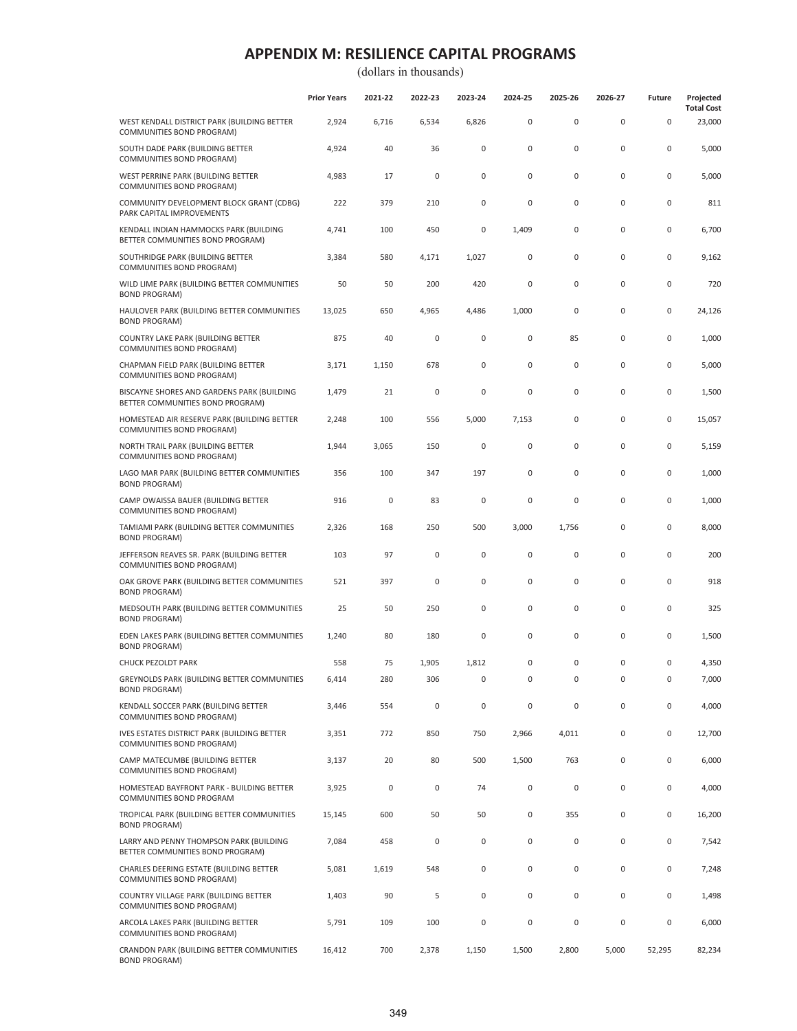# APPENDIX M: RESILIENCE CAPITAL PROGRAMS

(dollars in thousands)

| | Prior Years | 2021-22 | 2022-23 | 2023-24 | 2024-25 | 2025-26 | 2026-27 | Future | Projected Total Cost |
|---|---|---|---|---|---|---|---|---|---|
| WEST KENDALL DISTRICT PARK (BUILDING BETTER COMMUNITIES BOND PROGRAM) | 2,924 | 6,716 | 6,534 | 6,826 | 0 | 0 | 0 | 0 | 23,000 |
| SOUTH DADE PARK (BUILDING BETTER COMMUNITIES BOND PROGRAM) | 4,924 | 40 | 36 | 0 | 0 | 0 | 0 | 0 | 5,000 |
| WEST PERRINE PARK (BUILDING BETTER COMMUNITIES BOND PROGRAM) | 4,983 | 17 | 0 | 0 | 0 | 0 | 0 | 0 | 5,000 |
| COMMUNITY DEVELOPMENT BLOCK GRANT (CDBG) PARK CAPITAL IMPROVEMENTS | 222 | 379 | 210 | 0 | 0 | 0 | 0 | 0 | 811 |
| KENDALL INDIAN HAMMOCKS PARK (BUILDING BETTER COMMUNITIES BOND PROGRAM) | 4,741 | 100 | 450 | 0 | 1,409 | 0 | 0 | 0 | 6,700 |
| SOUTHRIDGE PARK (BUILDING BETTER COMMUNITIES BOND PROGRAM) | 3,384 | 580 | 4,171 | 1,027 | 0 | 0 | 0 | 0 | 9,162 |
| WILD LIME PARK (BUILDING BETTER COMMUNITIES BOND PROGRAM) | 50 | 50 | 200 | 420 | 0 | 0 | 0 | 0 | 720 |
| HAULOVER PARK (BUILDING BETTER COMMUNITIES BOND PROGRAM) | 13,025 | 650 | 4,965 | 4,486 | 1,000 | 0 | 0 | 0 | 24,126 |
| COUNTRY LAKE PARK (BUILDING BETTER COMMUNITIES BOND PROGRAM) | 875 | 40 | 0 | 0 | 0 | 85 | 0 | 0 | 1,000 |
| CHAPMAN FIELD PARK (BUILDING BETTER COMMUNITIES BOND PROGRAM) | 3,171 | 1,150 | 678 | 0 | 0 | 0 | 0 | 0 | 5,000 |
| BISCAYNE SHORES AND GARDENS PARK (BUILDING BETTER COMMUNITIES BOND PROGRAM) | 1,479 | 21 | 0 | 0 | 0 | 0 | 0 | 0 | 1,500 |
| HOMESTEAD AIR RESERVE PARK (BUILDING BETTER COMMUNITIES BOND PROGRAM) | 2,248 | 100 | 556 | 5,000 | 7,153 | 0 | 0 | 0 | 15,057 |
| NORTH TRAIL PARK (BUILDING BETTER COMMUNITIES BOND PROGRAM) | 1,944 | 3,065 | 150 | 0 | 0 | 0 | 0 | 0 | 5,159 |
| LAGO MAR PARK (BUILDING BETTER COMMUNITIES BOND PROGRAM) | 356 | 100 | 347 | 197 | 0 | 0 | 0 | 0 | 1,000 |
| CAMP OWAISSA BAUER (BUILDING BETTER COMMUNITIES BOND PROGRAM) | 916 | 0 | 83 | 0 | 0 | 0 | 0 | 0 | 1,000 |
| TAMIAMI PARK (BUILDING BETTER COMMUNITIES BOND PROGRAM) | 2,326 | 168 | 250 | 500 | 3,000 | 1,756 | 0 | 0 | 8,000 |
| JEFFERSON REAVES SR. PARK (BUILDING BETTER COMMUNITIES BOND PROGRAM) | 103 | 97 | 0 | 0 | 0 | 0 | 0 | 0 | 200 |
| OAK GROVE PARK (BUILDING BETTER COMMUNITIES BOND PROGRAM) | 521 | 397 | 0 | 0 | 0 | 0 | 0 | 0 | 918 |
| MEDSOUTH PARK (BUILDING BETTER COMMUNITIES BOND PROGRAM) | 25 | 50 | 250 | 0 | 0 | 0 | 0 | 0 | 325 |
| EDEN LAKES PARK (BUILDING BETTER COMMUNITIES BOND PROGRAM) | 1,240 | 80 | 180 | 0 | 0 | 0 | 0 | 0 | 1,500 |
| CHUCK PEZOLDT PARK | 558 | 75 | 1,905 | 1,812 | 0 | 0 | 0 | 0 | 4,350 |
| GREYNOLDS PARK (BUILDING BETTER COMMUNITIES BOND PROGRAM) | 6,414 | 280 | 306 | 0 | 0 | 0 | 0 | 0 | 7,000 |
| KENDALL SOCCER PARK (BUILDING BETTER COMMUNITIES BOND PROGRAM) | 3,446 | 554 | 0 | 0 | 0 | 0 | 0 | 0 | 4,000 |
| IVES ESTATES DISTRICT PARK (BUILDING BETTER COMMUNITIES BOND PROGRAM) | 3,351 | 772 | 850 | 750 | 2,966 | 4,011 | 0 | 0 | 12,700 |
| CAMP MATECUMBE (BUILDING BETTER COMMUNITIES BOND PROGRAM) | 3,137 | 20 | 80 | 500 | 1,500 | 763 | 0 | 0 | 6,000 |
| HOMESTEAD BAYFRONT PARK - BUILDING BETTER COMMUNITIES BOND PROGRAM | 3,925 | 0 | 0 | 74 | 0 | 0 | 0 | 0 | 4,000 |
| TROPICAL PARK (BUILDING BETTER COMMUNITIES BOND PROGRAM) | 15,145 | 600 | 50 | 50 | 0 | 355 | 0 | 0 | 16,200 |
| LARRY AND PENNY THOMPSON PARK (BUILDING BETTER COMMUNITIES BOND PROGRAM) | 7,084 | 458 | 0 | 0 | 0 | 0 | 0 | 0 | 7,542 |
| CHARLES DEERING ESTATE (BUILDING BETTER COMMUNITIES BOND PROGRAM) | 5,081 | 1,619 | 548 | 0 | 0 | 0 | 0 | 0 | 7,248 |
| COUNTRY VILLAGE PARK (BUILDING BETTER COMMUNITIES BOND PROGRAM) | 1,403 | 90 | 5 | 0 | 0 | 0 | 0 | 0 | 1,498 |
| ARCOLA LAKES PARK (BUILDING BETTER COMMUNITIES BOND PROGRAM) | 5,791 | 109 | 100 | 0 | 0 | 0 | 0 | 0 | 6,000 |
| CRANDON PARK (BUILDING BETTER COMMUNITIES BOND PROGRAM) | 16,412 | 700 | 2,378 | 1,150 | 1,500 | 2,800 | 5,000 | 52,295 | 82,234 |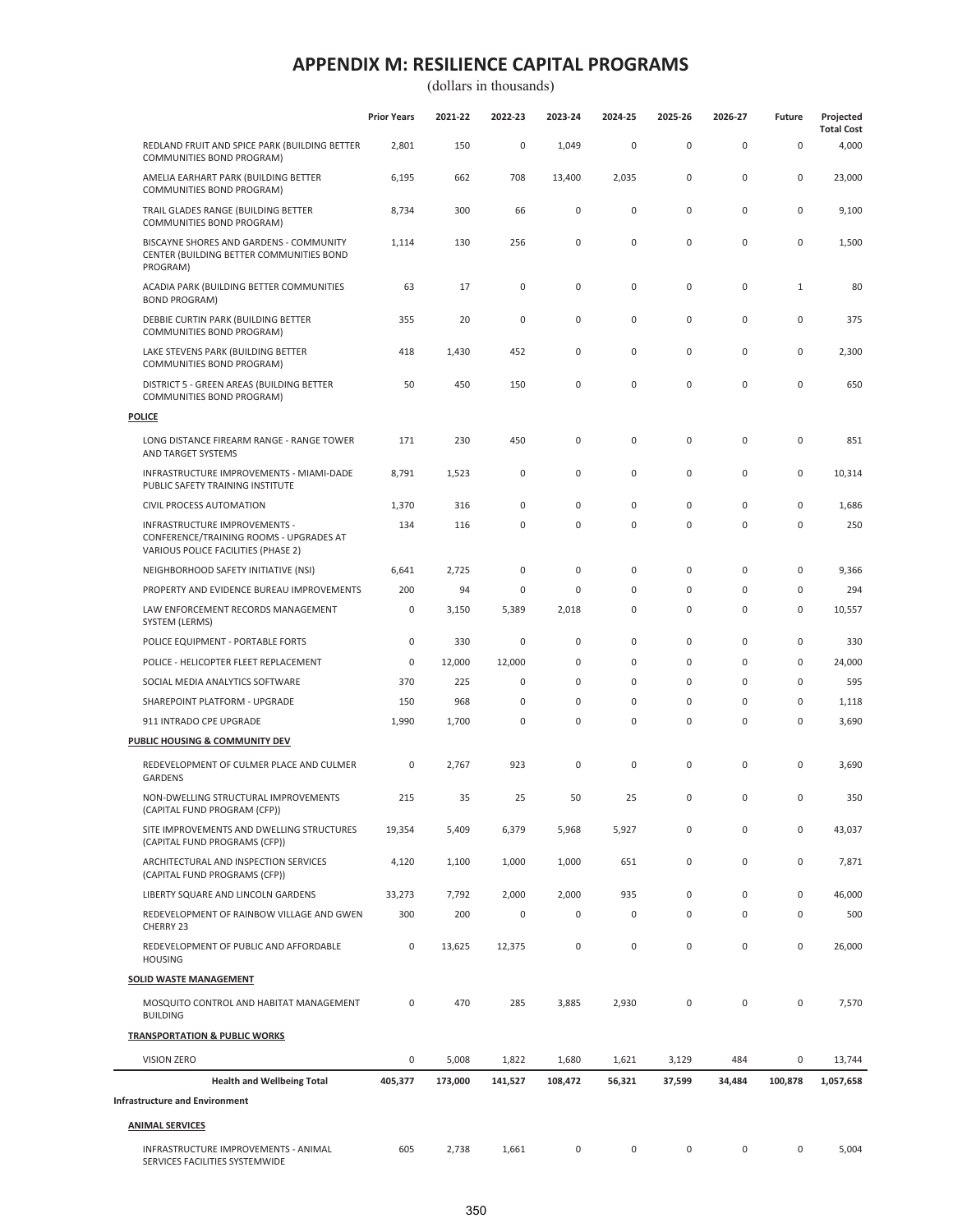# APPENDIX M: RESILIENCE CAPITAL PROGRAMS

(dollars in thousands)

| | Prior Years | 2021-22 | 2022-23 | 2023-24 | 2024-25 | 2025-26 | 2026-27 | Future | Projected Total Cost |
|---|---|---|---|---|---|---|---|---|---|
| REDLAND FRUIT AND SPICE PARK (BUILDING BETTER COMMUNITIES BOND PROGRAM) | 2,801 | 150 | 0 | 1,049 | 0 | 0 | 0 | 0 | 4,000 |
| AMELIA EARHART PARK (BUILDING BETTER COMMUNITIES BOND PROGRAM) | 6,195 | 662 | 708 | 13,400 | 2,035 | 0 | 0 | 0 | 23,000 |
| TRAIL GLADES RANGE (BUILDING BETTER COMMUNITIES BOND PROGRAM) | 8,734 | 300 | 66 | 0 | 0 | 0 | 0 | 0 | 9,100 |
| BISCAYNE SHORES AND GARDENS - COMMUNITY CENTER (BUILDING BETTER COMMUNITIES BOND PROGRAM) | 1,114 | 130 | 256 | 0 | 0 | 0 | 0 | 0 | 1,500 |
| ACADIA PARK (BUILDING BETTER COMMUNITIES BOND PROGRAM) | 63 | 17 | 0 | 0 | 0 | 0 | 0 | 1 | 80 |
| DEBBIE CURTIN PARK (BUILDING BETTER COMMUNITIES BOND PROGRAM) | 355 | 20 | 0 | 0 | 0 | 0 | 0 | 0 | 375 |
| LAKE STEVENS PARK (BUILDING BETTER COMMUNITIES BOND PROGRAM) | 418 | 1,430 | 452 | 0 | 0 | 0 | 0 | 0 | 2,300 |
| DISTRICT 5 - GREEN AREAS (BUILDING BETTER COMMUNITIES BOND PROGRAM) | 50 | 450 | 150 | 0 | 0 | 0 | 0 | 0 | 650 |
| **POLICE** | | | | | | | | | |
| LONG DISTANCE FIREARM RANGE - RANGE TOWER AND TARGET SYSTEMS | 171 | 230 | 450 | 0 | 0 | 0 | 0 | 0 | 851 |
| INFRASTRUCTURE IMPROVEMENTS - MIAMI-DADE PUBLIC SAFETY TRAINING INSTITUTE | 8,791 | 1,523 | 0 | 0 | 0 | 0 | 0 | 0 | 10,314 |
| CIVIL PROCESS AUTOMATION | 1,370 | 316 | 0 | 0 | 0 | 0 | 0 | 0 | 1,686 |
| INFRASTRUCTURE IMPROVEMENTS - CONFERENCE/TRAINING ROOMS - UPGRADES AT VARIOUS POLICE FACILITIES (PHASE 2) | 134 | 116 | 0 | 0 | 0 | 0 | 0 | 0 | 250 |
| NEIGHBORHOOD SAFETY INITIATIVE (NSI) | 6,641 | 2,725 | 0 | 0 | 0 | 0 | 0 | 0 | 9,366 |
| PROPERTY AND EVIDENCE BUREAU IMPROVEMENTS | 200 | 94 | 0 | 0 | 0 | 0 | 0 | 0 | 294 |
| LAW ENFORCEMENT RECORDS MANAGEMENT SYSTEM (LERMS) | 0 | 3,150 | 5,389 | 2,018 | 0 | 0 | 0 | 0 | 10,557 |
| POLICE EQUIPMENT - PORTABLE FORTS | 0 | 330 | 0 | 0 | 0 | 0 | 0 | 0 | 330 |
| POLICE - HELICOPTER FLEET REPLACEMENT | 0 | 12,000 | 12,000 | 0 | 0 | 0 | 0 | 0 | 24,000 |
| SOCIAL MEDIA ANALYTICS SOFTWARE | 370 | 225 | 0 | 0 | 0 | 0 | 0 | 0 | 595 |
| SHAREPOINT PLATFORM - UPGRADE | 150 | 968 | 0 | 0 | 0 | 0 | 0 | 0 | 1,118 |
| 911 INTRADO CPE UPGRADE | 1,990 | 1,700 | 0 | 0 | 0 | 0 | 0 | 0 | 3,690 |
| **PUBLIC HOUSING & COMMUNITY DEV** | | | | | | | | | |
| REDEVELOPMENT OF CULMER PLACE AND CULMER GARDENS | 0 | 2,767 | 923 | 0 | 0 | 0 | 0 | 0 | 3,690 |
| NON-DWELLING STRUCTURAL IMPROVEMENTS (CAPITAL FUND PROGRAM (CFP)) | 215 | 35 | 25 | 50 | 25 | 0 | 0 | 0 | 350 |
| SITE IMPROVEMENTS AND DWELLING STRUCTURES (CAPITAL FUND PROGRAMS (CFP)) | 19,354 | 5,409 | 6,379 | 5,968 | 5,927 | 0 | 0 | 0 | 43,037 |
| ARCHITECTURAL AND INSPECTION SERVICES (CAPITAL FUND PROGRAMS (CFP)) | 4,120 | 1,100 | 1,000 | 1,000 | 651 | 0 | 0 | 0 | 7,871 |
| LIBERTY SQUARE AND LINCOLN GARDENS | 33,273 | 7,792 | 2,000 | 2,000 | 935 | 0 | 0 | 0 | 46,000 |
| REDEVELOPMENT OF RAINBOW VILLAGE AND GWEN CHERRY 23 | 300 | 200 | 0 | 0 | 0 | 0 | 0 | 0 | 500 |
| REDEVELOPMENT OF PUBLIC AND AFFORDABLE HOUSING | 0 | 13,625 | 12,375 | 0 | 0 | 0 | 0 | 0 | 26,000 |
| **SOLID WASTE MANAGEMENT** | | | | | | | | | |
| MOSQUITO CONTROL AND HABITAT MANAGEMENT BUILDING | 0 | 470 | 285 | 3,885 | 2,930 | 0 | 0 | 0 | 7,570 |
| **TRANSPORTATION & PUBLIC WORKS** | | | | | | | | | |
| VISION ZERO | 0 | 5,008 | 1,822 | 1,680 | 1,621 | 3,129 | 484 | 0 | 13,744 |
| **Health and Wellbeing Total** | **405,377** | **173,000** | **141,527** | **108,472** | **56,321** | **37,599** | **34,484** | **100,878** | **1,057,658** |
| **Infrastructure and Environment** | | | | | | | | | |
| **ANIMAL SERVICES** | | | | | | | | | |
| INFRASTRUCTURE IMPROVEMENTS - ANIMAL SERVICES FACILITIES SYSTEMWIDE | 605 | 2,738 | 1,661 | 0 | 0 | 0 | 0 | 0 | 5,004 |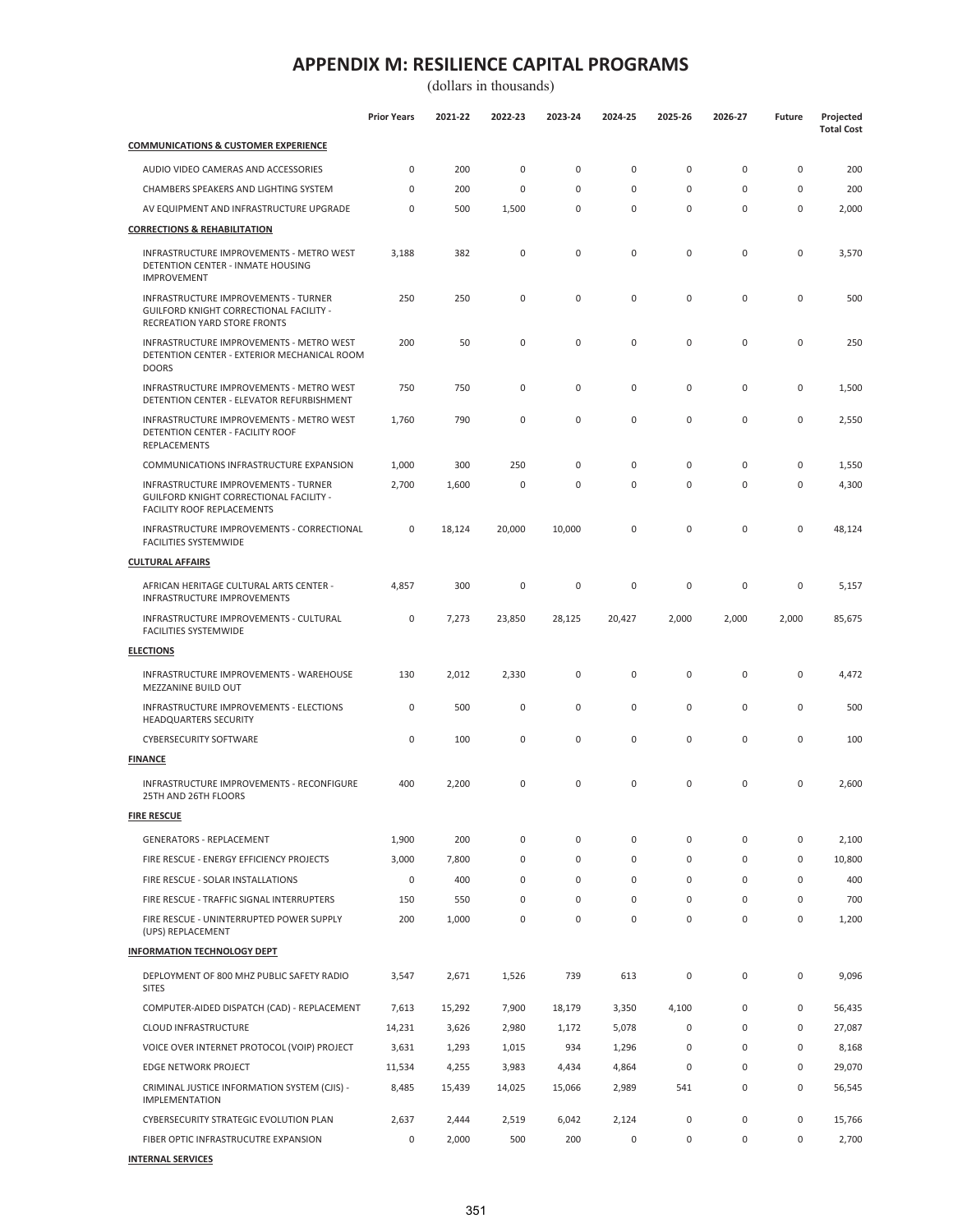# APPENDIX M: RESILIENCE CAPITAL PROGRAMS

(dollars in thousands)

| | Prior Years | 2021-22 | 2022-23 | 2023-24 | 2024-25 | 2025-26 | 2026-27 | Future | Projected Total Cost |
|---|---|---|---|---|---|---|---|---|---|
| **COMMUNICATIONS & CUSTOMER EXPERIENCE** | | | | | | | | | |
| AUDIO VIDEO CAMERAS AND ACCESSORIES | 0 | 200 | 0 | 0 | 0 | 0 | 0 | 0 | 200 |
| CHAMBERS SPEAKERS AND LIGHTING SYSTEM | 0 | 200 | 0 | 0 | 0 | 0 | 0 | 0 | 200 |
| AV EQUIPMENT AND INFRASTRUCTURE UPGRADE | 0 | 500 | 1,500 | 0 | 0 | 0 | 0 | 0 | 2,000 |
| **CORRECTIONS & REHABILITATION** | | | | | | | | | |
| INFRASTRUCTURE IMPROVEMENTS - METRO WEST DETENTION CENTER - INMATE HOUSING IMPROVEMENT | 3,188 | 382 | 0 | 0 | 0 | 0 | 0 | 0 | 3,570 |
| INFRASTRUCTURE IMPROVEMENTS - TURNER GUILFORD KNIGHT CORRECTIONAL FACILITY - RECREATION YARD STORE FRONTS | 250 | 250 | 0 | 0 | 0 | 0 | 0 | 0 | 500 |
| INFRASTRUCTURE IMPROVEMENTS - METRO WEST DETENTION CENTER - EXTERIOR MECHANICAL ROOM DOORS | 200 | 50 | 0 | 0 | 0 | 0 | 0 | 0 | 250 |
| INFRASTRUCTURE IMPROVEMENTS - METRO WEST DETENTION CENTER - ELEVATOR REFURBISHMENT | 750 | 750 | 0 | 0 | 0 | 0 | 0 | 0 | 1,500 |
| INFRASTRUCTURE IMPROVEMENTS - METRO WEST DETENTION CENTER - FACILITY ROOF REPLACEMENTS | 1,760 | 790 | 0 | 0 | 0 | 0 | 0 | 0 | 2,550 |
| COMMUNICATIONS INFRASTRUCTURE EXPANSION | 1,000 | 300 | 250 | 0 | 0 | 0 | 0 | 0 | 1,550 |
| INFRASTRUCTURE IMPROVEMENTS - TURNER GUILFORD KNIGHT CORRECTIONAL FACILITY - FACILITY ROOF REPLACEMENTS | 2,700 | 1,600 | 0 | 0 | 0 | 0 | 0 | 0 | 4,300 |
| INFRASTRUCTURE IMPROVEMENTS - CORRECTIONAL FACILITIES SYSTEMWIDE | 0 | 18,124 | 20,000 | 10,000 | 0 | 0 | 0 | 0 | 48,124 |
| **CULTURAL AFFAIRS** | | | | | | | | | |
| AFRICAN HERITAGE CULTURAL ARTS CENTER - INFRASTRUCTURE IMPROVEMENTS | 4,857 | 300 | 0 | 0 | 0 | 0 | 0 | 0 | 5,157 |
| INFRASTRUCTURE IMPROVEMENTS - CULTURAL FACILITIES SYSTEMWIDE | 0 | 7,273 | 23,850 | 28,125 | 20,427 | 2,000 | 2,000 | 2,000 | 85,675 |
| **ELECTIONS** | | | | | | | | | |
| INFRASTRUCTURE IMPROVEMENTS - WAREHOUSE MEZZANINE BUILD OUT | 130 | 2,012 | 2,330 | 0 | 0 | 0 | 0 | 0 | 4,472 |
| INFRASTRUCTURE IMPROVEMENTS - ELECTIONS HEADQUARTERS SECURITY | 0 | 500 | 0 | 0 | 0 | 0 | 0 | 0 | 500 |
| CYBERSECURITY SOFTWARE | 0 | 100 | 0 | 0 | 0 | 0 | 0 | 0 | 100 |
| **FINANCE** | | | | | | | | | |
| INFRASTRUCTURE IMPROVEMENTS - RECONFIGURE 25TH AND 26TH FLOORS | 400 | 2,200 | 0 | 0 | 0 | 0 | 0 | 0 | 2,600 |
| **FIRE RESCUE** | | | | | | | | | |
| GENERATORS - REPLACEMENT | 1,900 | 200 | 0 | 0 | 0 | 0 | 0 | 0 | 2,100 |
| FIRE RESCUE - ENERGY EFFICIENCY PROJECTS | 3,000 | 7,800 | 0 | 0 | 0 | 0 | 0 | 0 | 10,800 |
| FIRE RESCUE - SOLAR INSTALLATIONS | 0 | 400 | 0 | 0 | 0 | 0 | 0 | 0 | 400 |
| FIRE RESCUE - TRAFFIC SIGNAL INTERRUPTERS | 150 | 550 | 0 | 0 | 0 | 0 | 0 | 0 | 700 |
| FIRE RESCUE - UNINTERRUPTED POWER SUPPLY (UPS) REPLACEMENT | 200 | 1,000 | 0 | 0 | 0 | 0 | 0 | 0 | 1,200 |
| **INFORMATION TECHNOLOGY DEPT** | | | | | | | | | |
| DEPLOYMENT OF 800 MHZ PUBLIC SAFETY RADIO SITES | 3,547 | 2,671 | 1,526 | 739 | 613 | 0 | 0 | 0 | 9,096 |
| COMPUTER-AIDED DISPATCH (CAD) - REPLACEMENT | 7,613 | 15,292 | 7,900 | 18,179 | 3,350 | 4,100 | 0 | 0 | 56,435 |
| CLOUD INFRASTRUCTURE | 14,231 | 3,626 | 2,980 | 1,172 | 5,078 | 0 | 0 | 0 | 27,087 |
| VOICE OVER INTERNET PROTOCOL (VOIP) PROJECT | 3,631 | 1,293 | 1,015 | 934 | 1,296 | 0 | 0 | 0 | 8,168 |
| EDGE NETWORK PROJECT | 11,534 | 4,255 | 3,983 | 4,434 | 4,864 | 0 | 0 | 0 | 29,070 |
| CRIMINAL JUSTICE INFORMATION SYSTEM (CJIS) - IMPLEMENTATION | 8,485 | 15,439 | 14,025 | 15,066 | 2,989 | 541 | 0 | 0 | 56,545 |
| CYBERSECURITY STRATEGIC EVOLUTION PLAN | 2,637 | 2,444 | 2,519 | 6,042 | 2,124 | 0 | 0 | 0 | 15,766 |
| FIBER OPTIC INFRASTRUCUTRE EXPANSION | 0 | 2,000 | 500 | 200 | 0 | 0 | 0 | 0 | 2,700 |
| **INTERNAL SERVICES** | | | | | | | | | |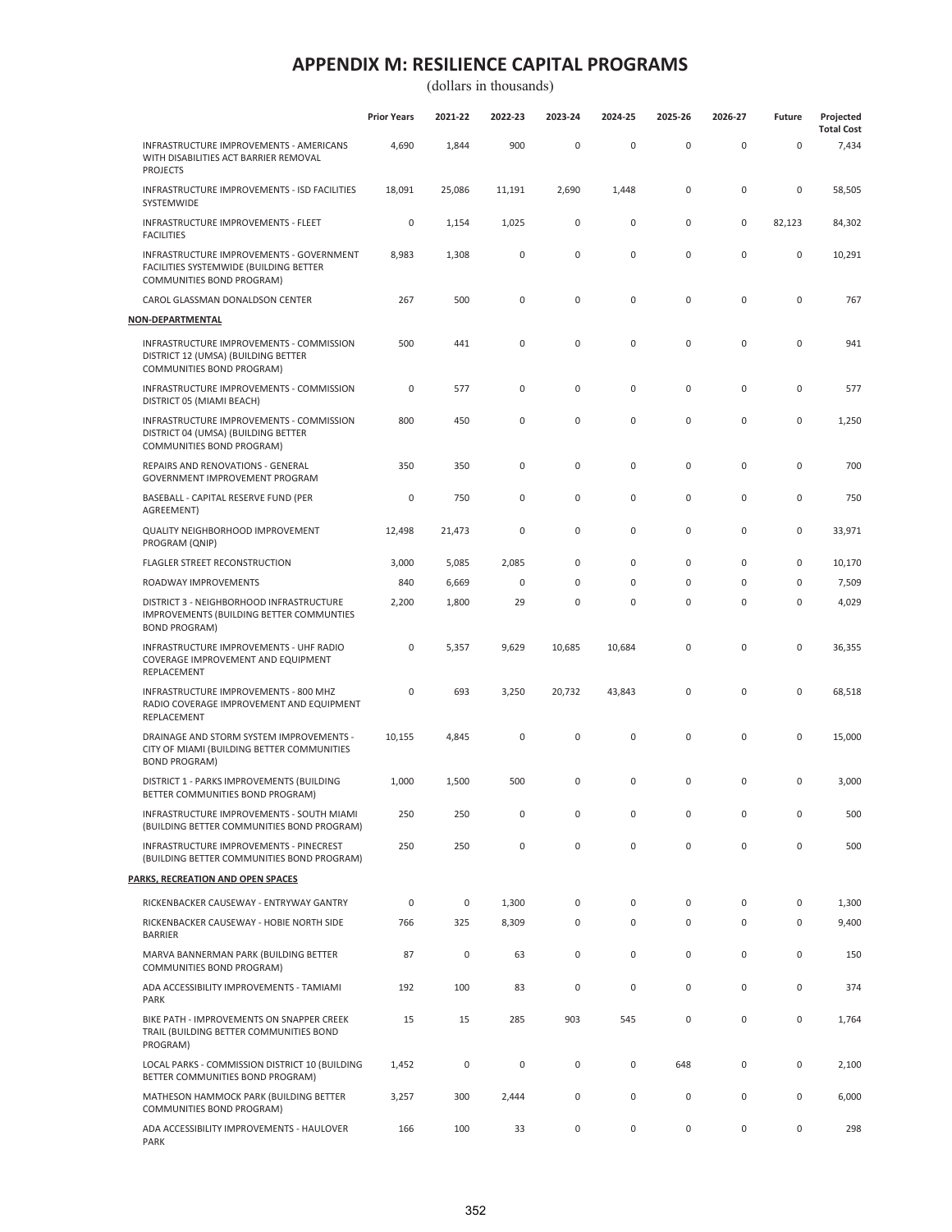# APPENDIX M: RESILIENCE CAPITAL PROGRAMS

(dollars in thousands)

| | Prior Years | 2021-22 | 2022-23 | 2023-24 | 2024-25 | 2025-26 | 2026-27 | Future | Projected Total Cost |
|---|---|---|---|---|---|---|---|---|---|
| INFRASTRUCTURE IMPROVEMENTS - AMERICANS WITH DISABILITIES ACT BARRIER REMOVAL PROJECTS | 4,690 | 1,844 | 900 | 0 | 0 | 0 | 0 | 0 | 7,434 |
| INFRASTRUCTURE IMPROVEMENTS - ISD FACILITIES SYSTEMWIDE | 18,091 | 25,086 | 11,191 | 2,690 | 1,448 | 0 | 0 | 0 | 58,505 |
| INFRASTRUCTURE IMPROVEMENTS - FLEET FACILITIES | 0 | 1,154 | 1,025 | 0 | 0 | 0 | 0 | 82,123 | 84,302 |
| INFRASTRUCTURE IMPROVEMENTS - GOVERNMENT FACILITIES SYSTEMWIDE (BUILDING BETTER COMMUNITIES BOND PROGRAM) | 8,983 | 1,308 | 0 | 0 | 0 | 0 | 0 | 0 | 10,291 |
| CAROL GLASSMAN DONALDSON CENTER | 267 | 500 | 0 | 0 | 0 | 0 | 0 | 0 | 767 |
| **NON-DEPARTMENTAL** | | | | | | | | | |
| INFRASTRUCTURE IMPROVEMENTS - COMMISSION DISTRICT 12 (UMSA) (BUILDING BETTER COMMUNITIES BOND PROGRAM) | 500 | 441 | 0 | 0 | 0 | 0 | 0 | 0 | 941 |
| INFRASTRUCTURE IMPROVEMENTS - COMMISSION DISTRICT 05 (MIAMI BEACH) | 0 | 577 | 0 | 0 | 0 | 0 | 0 | 0 | 577 |
| INFRASTRUCTURE IMPROVEMENTS - COMMISSION DISTRICT 04 (UMSA) (BUILDING BETTER COMMUNITIES BOND PROGRAM) | 800 | 450 | 0 | 0 | 0 | 0 | 0 | 0 | 1,250 |
| REPAIRS AND RENOVATIONS - GENERAL GOVERNMENT IMPROVEMENT PROGRAM | 350 | 350 | 0 | 0 | 0 | 0 | 0 | 0 | 700 |
| BASEBALL - CAPITAL RESERVE FUND (PER AGREEMENT) | 0 | 750 | 0 | 0 | 0 | 0 | 0 | 0 | 750 |
| QUALITY NEIGHBORHOOD IMPROVEMENT PROGRAM (QNIP) | 12,498 | 21,473 | 0 | 0 | 0 | 0 | 0 | 0 | 33,971 |
| FLAGLER STREET RECONSTRUCTION | 3,000 | 5,085 | 2,085 | 0 | 0 | 0 | 0 | 0 | 10,170 |
| ROADWAY IMPROVEMENTS | 840 | 6,669 | 0 | 0 | 0 | 0 | 0 | 0 | 7,509 |
| DISTRICT 3 - NEIGHBORHOOD INFRASTRUCTURE IMPROVEMENTS (BUILDING BETTER COMMUNTIES BOND PROGRAM) | 2,200 | 1,800 | 29 | 0 | 0 | 0 | 0 | 0 | 4,029 |
| INFRASTRUCTURE IMPROVEMENTS - UHF RADIO COVERAGE IMPROVEMENT AND EQUIPMENT REPLACEMENT | 0 | 5,357 | 9,629 | 10,685 | 10,684 | 0 | 0 | 0 | 36,355 |
| INFRASTRUCTURE IMPROVEMENTS - 800 MHZ RADIO COVERAGE IMPROVEMENT AND EQUIPMENT REPLACEMENT | 0 | 693 | 3,250 | 20,732 | 43,843 | 0 | 0 | 0 | 68,518 |
| DRAINAGE AND STORM SYSTEM IMPROVEMENTS - CITY OF MIAMI (BUILDING BETTER COMMUNITIES BOND PROGRAM) | 10,155 | 4,845 | 0 | 0 | 0 | 0 | 0 | 0 | 15,000 |
| DISTRICT 1 - PARKS IMPROVEMENTS (BUILDING BETTER COMMUNITIES BOND PROGRAM) | 1,000 | 1,500 | 500 | 0 | 0 | 0 | 0 | 0 | 3,000 |
| INFRASTRUCTURE IMPROVEMENTS - SOUTH MIAMI (BUILDING BETTER COMMUNITIES BOND PROGRAM) | 250 | 250 | 0 | 0 | 0 | 0 | 0 | 0 | 500 |
| INFRASTRUCTURE IMPROVEMENTS - PINECREST (BUILDING BETTER COMMUNITIES BOND PROGRAM) | 250 | 250 | 0 | 0 | 0 | 0 | 0 | 0 | 500 |
| **PARKS, RECREATION AND OPEN SPACES** | | | | | | | | | |
| RICKENBACKER CAUSEWAY - ENTRYWAY GANTRY | 0 | 0 | 1,300 | 0 | 0 | 0 | 0 | 0 | 1,300 |
| RICKENBACKER CAUSEWAY - HOBIE NORTH SIDE BARRIER | 766 | 325 | 8,309 | 0 | 0 | 0 | 0 | 0 | 9,400 |
| MARVA BANNERMAN PARK (BUILDING BETTER COMMUNITIES BOND PROGRAM) | 87 | 0 | 63 | 0 | 0 | 0 | 0 | 0 | 150 |
| ADA ACCESSIBILITY IMPROVEMENTS - TAMIAMI PARK | 192 | 100 | 83 | 0 | 0 | 0 | 0 | 0 | 374 |
| BIKE PATH - IMPROVEMENTS ON SNAPPER CREEK TRAIL (BUILDING BETTER COMMUNITIES BOND PROGRAM) | 15 | 15 | 285 | 903 | 545 | 0 | 0 | 0 | 1,764 |
| LOCAL PARKS - COMMISSION DISTRICT 10 (BUILDING BETTER COMMUNITIES BOND PROGRAM) | 1,452 | 0 | 0 | 0 | 0 | 648 | 0 | 0 | 2,100 |
| MATHESON HAMMOCK PARK (BUILDING BETTER COMMUNITIES BOND PROGRAM) | 3,257 | 300 | 2,444 | 0 | 0 | 0 | 0 | 0 | 6,000 |
| ADA ACCESSIBILITY IMPROVEMENTS - HAULOVER PARK | 166 | 100 | 33 | 0 | 0 | 0 | 0 | 0 | 298 |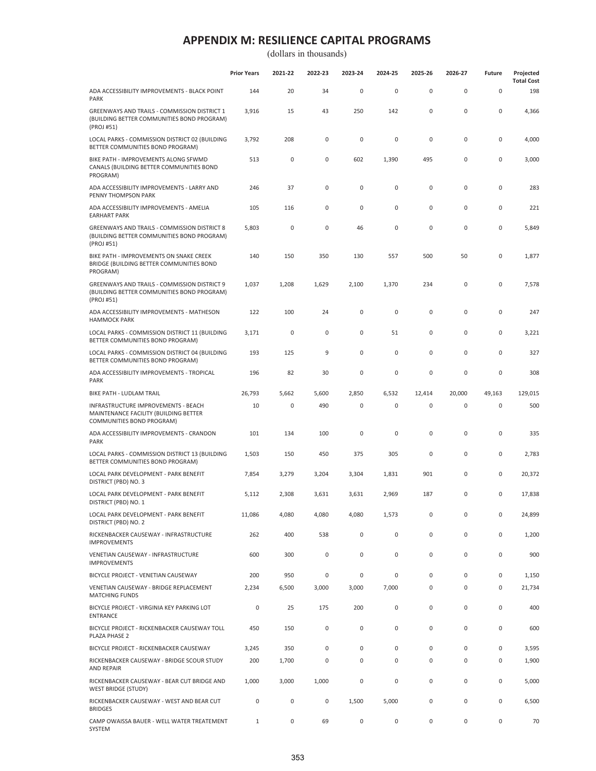# APPENDIX M: RESILIENCE CAPITAL PROGRAMS

(dollars in thousands)

| | Prior Years | 2021-22 | 2022-23 | 2023-24 | 2024-25 | 2025-26 | 2026-27 | Future | Projected Total Cost |
|---|---|---|---|---|---|---|---|---|---|
| ADA ACCESSIBILITY IMPROVEMENTS - BLACK POINT PARK | 144 | 20 | 34 | 0 | 0 | 0 | 0 | 0 | 198 |
| GREENWAYS AND TRAILS - COMMISSION DISTRICT 1 (BUILDING BETTER COMMUNITIES BOND PROGRAM) (PROJ #51) | 3,916 | 15 | 43 | 250 | 142 | 0 | 0 | 0 | 4,366 |
| LOCAL PARKS - COMMISSION DISTRICT 02 (BUILDING BETTER COMMUNITIES BOND PROGRAM) | 3,792 | 208 | 0 | 0 | 0 | 0 | 0 | 0 | 4,000 |
| BIKE PATH - IMPROVEMENTS ALONG SFWMD CANALS (BUILDING BETTER COMMUNITIES BOND PROGRAM) | 513 | 0 | 0 | 602 | 1,390 | 495 | 0 | 0 | 3,000 |
| ADA ACCESSIBILITY IMPROVEMENTS - LARRY AND PENNY THOMPSON PARK | 246 | 37 | 0 | 0 | 0 | 0 | 0 | 0 | 283 |
| ADA ACCESSIBILITY IMPROVEMENTS - AMELIA EARHART PARK | 105 | 116 | 0 | 0 | 0 | 0 | 0 | 0 | 221 |
| GREENWAYS AND TRAILS - COMMISSION DISTRICT 8 (BUILDING BETTER COMMUNITIES BOND PROGRAM) (PROJ #51) | 5,803 | 0 | 0 | 46 | 0 | 0 | 0 | 0 | 5,849 |
| BIKE PATH - IMPROVEMENTS ON SNAKE CREEK BRIDGE (BUILDING BETTER COMMUNITIES BOND PROGRAM) | 140 | 150 | 350 | 130 | 557 | 500 | 50 | 0 | 1,877 |
| GREENWAYS AND TRAILS - COMMISSION DISTRICT 9 (BUILDING BETTER COMMUNITIES BOND PROGRAM) (PROJ #51) | 1,037 | 1,208 | 1,629 | 2,100 | 1,370 | 234 | 0 | 0 | 7,578 |
| ADA ACCESSIBILITY IMPROVEMENTS - MATHESON HAMMOCK PARK | 122 | 100 | 24 | 0 | 0 | 0 | 0 | 0 | 247 |
| LOCAL PARKS - COMMISSION DISTRICT 11 (BUILDING BETTER COMMUNITIES BOND PROGRAM) | 3,171 | 0 | 0 | 0 | 51 | 0 | 0 | 0 | 3,221 |
| LOCAL PARKS - COMMISSION DISTRICT 04 (BUILDING BETTER COMMUNITIES BOND PROGRAM) | 193 | 125 | 9 | 0 | 0 | 0 | 0 | 0 | 327 |
| ADA ACCESSIBILITY IMPROVEMENTS - TROPICAL PARK | 196 | 82 | 30 | 0 | 0 | 0 | 0 | 0 | 308 |
| BIKE PATH - LUDLAM TRAIL | 26,793 | 5,662 | 5,600 | 2,850 | 6,532 | 12,414 | 20,000 | 49,163 | 129,015 |
| INFRASTRUCTURE IMPROVEMENTS - BEACH MAINTENANCE FACILITY (BUILDING BETTER COMMUNITIES BOND PROGRAM) | 10 | 0 | 490 | 0 | 0 | 0 | 0 | 0 | 500 |
| ADA ACCESSIBILITY IMPROVEMENTS - CRANDON PARK | 101 | 134 | 100 | 0 | 0 | 0 | 0 | 0 | 335 |
| LOCAL PARKS - COMMISSION DISTRICT 13 (BUILDING BETTER COMMUNITIES BOND PROGRAM) | 1,503 | 150 | 450 | 375 | 305 | 0 | 0 | 0 | 2,783 |
| LOCAL PARK DEVELOPMENT - PARK BENEFIT DISTRICT (PBD) NO. 3 | 7,854 | 3,279 | 3,204 | 3,304 | 1,831 | 901 | 0 | 0 | 20,372 |
| LOCAL PARK DEVELOPMENT - PARK BENEFIT DISTRICT (PBD) NO. 1 | 5,112 | 2,308 | 3,631 | 3,631 | 2,969 | 187 | 0 | 0 | 17,838 |
| LOCAL PARK DEVELOPMENT - PARK BENEFIT DISTRICT (PBD) NO. 2 | 11,086 | 4,080 | 4,080 | 4,080 | 1,573 | 0 | 0 | 0 | 24,899 |
| RICKENBACKER CAUSEWAY - INFRASTRUCTURE IMPROVEMENTS | 262 | 400 | 538 | 0 | 0 | 0 | 0 | 0 | 1,200 |
| VENETIAN CAUSEWAY - INFRASTRUCTURE IMPROVEMENTS | 600 | 300 | 0 | 0 | 0 | 0 | 0 | 0 | 900 |
| BICYCLE PROJECT - VENETIAN CAUSEWAY | 200 | 950 | 0 | 0 | 0 | 0 | 0 | 0 | 1,150 |
| VENETIAN CAUSEWAY - BRIDGE REPLACEMENT MATCHING FUNDS | 2,234 | 6,500 | 3,000 | 3,000 | 7,000 | 0 | 0 | 0 | 21,734 |
| BICYCLE PROJECT - VIRGINIA KEY PARKING LOT ENTRANCE | 0 | 25 | 175 | 200 | 0 | 0 | 0 | 0 | 400 |
| BICYCLE PROJECT - RICKENBACKER CAUSEWAY TOLL PLAZA PHASE 2 | 450 | 150 | 0 | 0 | 0 | 0 | 0 | 0 | 600 |
| BICYCLE PROJECT - RICKENBACKER CAUSEWAY | 3,245 | 350 | 0 | 0 | 0 | 0 | 0 | 0 | 3,595 |
| RICKENBACKER CAUSEWAY - BRIDGE SCOUR STUDY AND REPAIR | 200 | 1,700 | 0 | 0 | 0 | 0 | 0 | 0 | 1,900 |
| RICKENBACKER CAUSEWAY - BEAR CUT BRIDGE AND WEST BRIDGE (STUDY) | 1,000 | 3,000 | 1,000 | 0 | 0 | 0 | 0 | 0 | 5,000 |
| RICKENBACKER CAUSEWAY - WEST AND BEAR CUT BRIDGES | 0 | 0 | 0 | 1,500 | 5,000 | 0 | 0 | 0 | 6,500 |
| CAMP OWAISSA BAUER - WELL WATER TREATEMENT SYSTEM | 1 | 0 | 69 | 0 | 0 | 0 | 0 | 0 | 70 |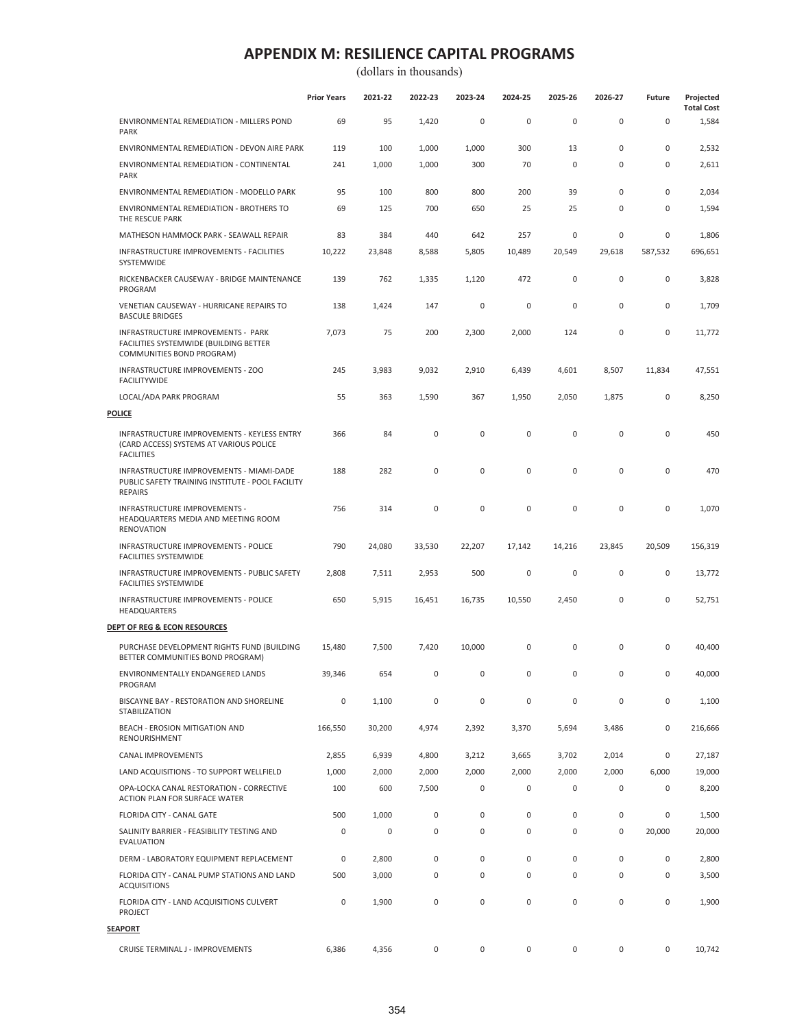# APPENDIX M: RESILIENCE CAPITAL PROGRAMS

(dollars in thousands)

| | Prior Years | 2021-22 | 2022-23 | 2023-24 | 2024-25 | 2025-26 | 2026-27 | Future | Projected Total Cost |
|---|---|---|---|---|---|---|---|---|---|
| ENVIRONMENTAL REMEDIATION - MILLERS POND PARK | 69 | 95 | 1,420 | 0 | 0 | 0 | 0 | 0 | 1,584 |
| ENVIRONMENTAL REMEDIATION - DEVON AIRE PARK | 119 | 100 | 1,000 | 1,000 | 300 | 13 | 0 | 0 | 2,532 |
| ENVIRONMENTAL REMEDIATION - CONTINENTAL PARK | 241 | 1,000 | 1,000 | 300 | 70 | 0 | 0 | 0 | 2,611 |
| ENVIRONMENTAL REMEDIATION - MODELLO PARK | 95 | 100 | 800 | 800 | 200 | 39 | 0 | 0 | 2,034 |
| ENVIRONMENTAL REMEDIATION - BROTHERS TO THE RESCUE PARK | 69 | 125 | 700 | 650 | 25 | 25 | 0 | 0 | 1,594 |
| MATHESON HAMMOCK PARK - SEAWALL REPAIR | 83 | 384 | 440 | 642 | 257 | 0 | 0 | 0 | 1,806 |
| INFRASTRUCTURE IMPROVEMENTS - FACILITIES SYSTEMWIDE | 10,222 | 23,848 | 8,588 | 5,805 | 10,489 | 20,549 | 29,618 | 587,532 | 696,651 |
| RICKENBACKER CAUSEWAY - BRIDGE MAINTENANCE PROGRAM | 139 | 762 | 1,335 | 1,120 | 472 | 0 | 0 | 0 | 3,828 |
| VENETIAN CAUSEWAY - HURRICANE REPAIRS TO BASCULE BRIDGES | 138 | 1,424 | 147 | 0 | 0 | 0 | 0 | 0 | 1,709 |
| INFRASTRUCTURE IMPROVEMENTS - PARK FACILITIES SYSTEMWIDE (BUILDING BETTER COMMUNITIES BOND PROGRAM) | 7,073 | 75 | 200 | 2,300 | 2,000 | 124 | 0 | 0 | 11,772 |
| INFRASTRUCTURE IMPROVEMENTS - ZOO FACILITYWIDE | 245 | 3,983 | 9,032 | 2,910 | 6,439 | 4,601 | 8,507 | 11,834 | 47,551 |
| LOCAL/ADA PARK PROGRAM | 55 | 363 | 1,590 | 367 | 1,950 | 2,050 | 1,875 | 0 | 8,250 |
| **POLICE** | | | | | | | | | |
| INFRASTRUCTURE IMPROVEMENTS - KEYLESS ENTRY (CARD ACCESS) SYSTEMS AT VARIOUS POLICE FACILITIES | 366 | 84 | 0 | 0 | 0 | 0 | 0 | 0 | 450 |
| INFRASTRUCTURE IMPROVEMENTS - MIAMI-DADE PUBLIC SAFETY TRAINING INSTITUTE - POOL FACILITY REPAIRS | 188 | 282 | 0 | 0 | 0 | 0 | 0 | 0 | 470 |
| INFRASTRUCTURE IMPROVEMENTS - HEADQUARTERS MEDIA AND MEETING ROOM RENOVATION | 756 | 314 | 0 | 0 | 0 | 0 | 0 | 0 | 1,070 |
| INFRASTRUCTURE IMPROVEMENTS - POLICE FACILITIES SYSTEMWIDE | 790 | 24,080 | 33,530 | 22,207 | 17,142 | 14,216 | 23,845 | 20,509 | 156,319 |
| INFRASTRUCTURE IMPROVEMENTS - PUBLIC SAFETY FACILITIES SYSTEMWIDE | 2,808 | 7,511 | 2,953 | 500 | 0 | 0 | 0 | 0 | 13,772 |
| INFRASTRUCTURE IMPROVEMENTS - POLICE HEADQUARTERS | 650 | 5,915 | 16,451 | 16,735 | 10,550 | 2,450 | 0 | 0 | 52,751 |
| **DEPT OF REG & ECON RESOURCES** | | | | | | | | | |
| PURCHASE DEVELOPMENT RIGHTS FUND (BUILDING BETTER COMMUNITIES BOND PROGRAM) | 15,480 | 7,500 | 7,420 | 10,000 | 0 | 0 | 0 | 0 | 40,400 |
| ENVIRONMENTALLY ENDANGERED LANDS PROGRAM | 39,346 | 654 | 0 | 0 | 0 | 0 | 0 | 0 | 40,000 |
| BISCAYNE BAY - RESTORATION AND SHORELINE STABILIZATION | 0 | 1,100 | 0 | 0 | 0 | 0 | 0 | 0 | 1,100 |
| BEACH - EROSION MITIGATION AND RENOURISHMENT | 166,550 | 30,200 | 4,974 | 2,392 | 3,370 | 5,694 | 3,486 | 0 | 216,666 |
| CANAL IMPROVEMENTS | 2,855 | 6,939 | 4,800 | 3,212 | 3,665 | 3,702 | 2,014 | 0 | 27,187 |
| LAND ACQUISITIONS - TO SUPPORT WELLFIELD | 1,000 | 2,000 | 2,000 | 2,000 | 2,000 | 2,000 | 2,000 | 6,000 | 19,000 |
| OPA-LOCKA CANAL RESTORATION - CORRECTIVE ACTION PLAN FOR SURFACE WATER | 100 | 600 | 7,500 | 0 | 0 | 0 | 0 | 0 | 8,200 |
| FLORIDA CITY - CANAL GATE | 500 | 1,000 | 0 | 0 | 0 | 0 | 0 | 0 | 1,500 |
| SALINITY BARRIER - FEASIBILITY TESTING AND EVALUATION | 0 | 0 | 0 | 0 | 0 | 0 | 0 | 20,000 | 20,000 |
| DERM - LABORATORY EQUIPMENT REPLACEMENT | 0 | 2,800 | 0 | 0 | 0 | 0 | 0 | 0 | 2,800 |
| FLORIDA CITY - CANAL PUMP STATIONS AND LAND ACQUISITIONS | 500 | 3,000 | 0 | 0 | 0 | 0 | 0 | 0 | 3,500 |
| FLORIDA CITY - LAND ACQUISITIONS CULVERT PROJECT | 0 | 1,900 | 0 | 0 | 0 | 0 | 0 | 0 | 1,900 |
| **SEAPORT** | | | | | | | | | |
| CRUISE TERMINAL J - IMPROVEMENTS | 6,386 | 4,356 | 0 | 0 | 0 | 0 | 0 | 0 | 10,742 |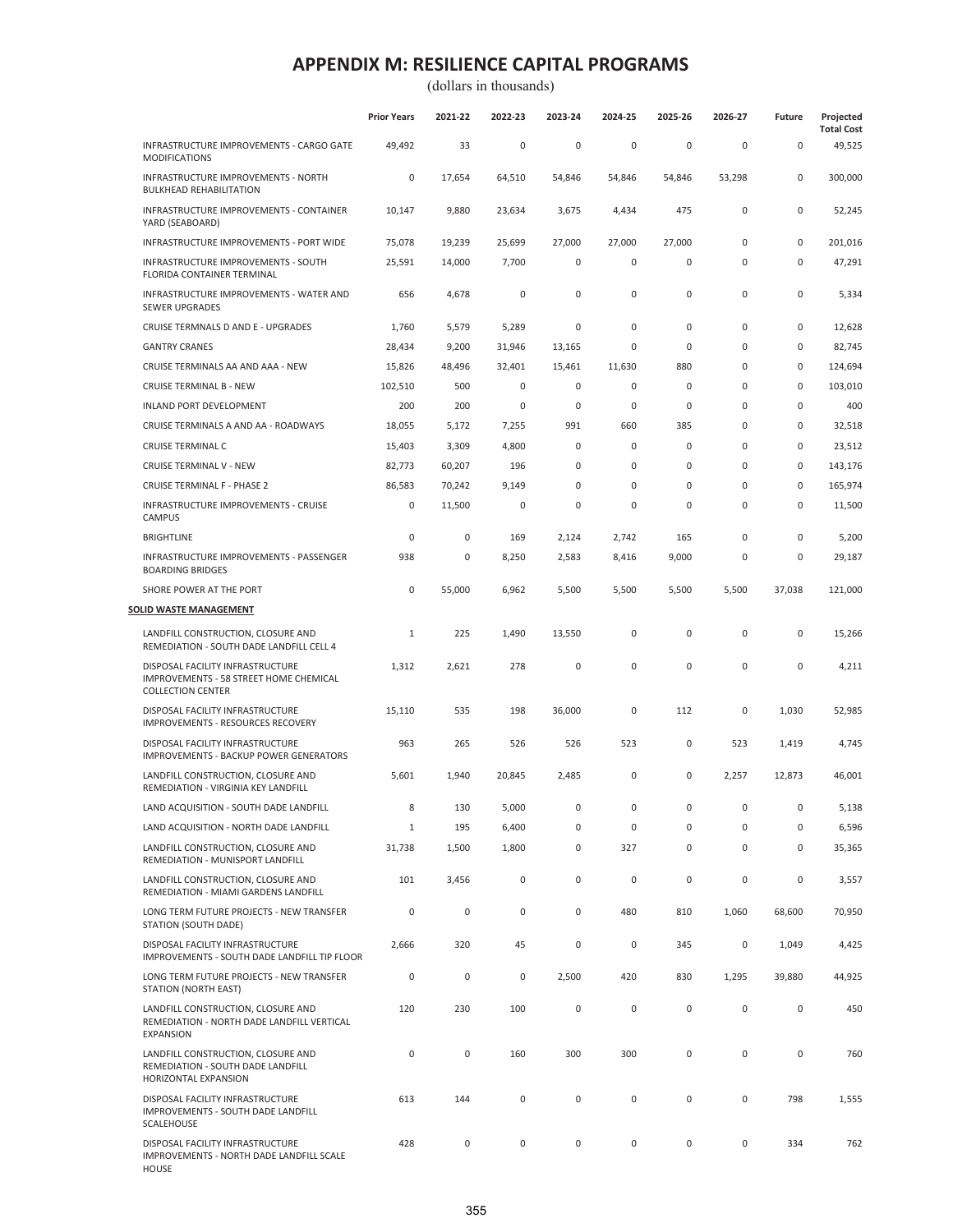# APPENDIX M: RESILIENCE CAPITAL PROGRAMS

(dollars in thousands)

| | Prior Years | 2021-22 | 2022-23 | 2023-24 | 2024-25 | 2025-26 | 2026-27 | Future | Projected Total Cost |
|---|---|---|---|---|---|---|---|---|---|
| INFRASTRUCTURE IMPROVEMENTS - CARGO GATE MODIFICATIONS | 49,492 | 33 | 0 | 0 | 0 | 0 | 0 | 0 | 49,525 |
| INFRASTRUCTURE IMPROVEMENTS - NORTH BULKHEAD REHABILITATION | 0 | 17,654 | 64,510 | 54,846 | 54,846 | 54,846 | 53,298 | 0 | 300,000 |
| INFRASTRUCTURE IMPROVEMENTS - CONTAINER YARD (SEABOARD) | 10,147 | 9,880 | 23,634 | 3,675 | 4,434 | 475 | 0 | 0 | 52,245 |
| INFRASTRUCTURE IMPROVEMENTS - PORT WIDE | 75,078 | 19,239 | 25,699 | 27,000 | 27,000 | 27,000 | 0 | 0 | 201,016 |
| INFRASTRUCTURE IMPROVEMENTS - SOUTH FLORIDA CONTAINER TERMINAL | 25,591 | 14,000 | 7,700 | 0 | 0 | 0 | 0 | 0 | 47,291 |
| INFRASTRUCTURE IMPROVEMENTS - WATER AND SEWER UPGRADES | 656 | 4,678 | 0 | 0 | 0 | 0 | 0 | 0 | 5,334 |
| CRUISE TERMNALS D AND E - UPGRADES | 1,760 | 5,579 | 5,289 | 0 | 0 | 0 | 0 | 0 | 12,628 |
| GANTRY CRANES | 28,434 | 9,200 | 31,946 | 13,165 | 0 | 0 | 0 | 0 | 82,745 |
| CRUISE TERMINALS AA AND AAA - NEW | 15,826 | 48,496 | 32,401 | 15,461 | 11,630 | 880 | 0 | 0 | 124,694 |
| CRUISE TERMINAL B - NEW | 102,510 | 500 | 0 | 0 | 0 | 0 | 0 | 0 | 103,010 |
| INLAND PORT DEVELOPMENT | 200 | 200 | 0 | 0 | 0 | 0 | 0 | 0 | 400 |
| CRUISE TERMINALS A AND AA - ROADWAYS | 18,055 | 5,172 | 7,255 | 991 | 660 | 385 | 0 | 0 | 32,518 |
| CRUISE TERMINAL C | 15,403 | 3,309 | 4,800 | 0 | 0 | 0 | 0 | 0 | 23,512 |
| CRUISE TERMINAL V - NEW | 82,773 | 60,207 | 196 | 0 | 0 | 0 | 0 | 0 | 143,176 |
| CRUISE TERMINAL F - PHASE 2 | 86,583 | 70,242 | 9,149 | 0 | 0 | 0 | 0 | 0 | 165,974 |
| INFRASTRUCTURE IMPROVEMENTS - CRUISE CAMPUS | 0 | 11,500 | 0 | 0 | 0 | 0 | 0 | 0 | 11,500 |
| BRIGHTLINE | 0 | 0 | 169 | 2,124 | 2,742 | 165 | 0 | 0 | 5,200 |
| INFRASTRUCTURE IMPROVEMENTS - PASSENGER BOARDING BRIDGES | 938 | 0 | 8,250 | 2,583 | 8,416 | 9,000 | 0 | 0 | 29,187 |
| SHORE POWER AT THE PORT | 0 | 55,000 | 6,962 | 5,500 | 5,500 | 5,500 | 5,500 | 37,038 | 121,000 |
| **SOLID WASTE MANAGEMENT** | | | | | | | | | |
| LANDFILL CONSTRUCTION, CLOSURE AND REMEDIATION - SOUTH DADE LANDFILL CELL 4 | 1 | 225 | 1,490 | 13,550 | 0 | 0 | 0 | 0 | 15,266 |
| DISPOSAL FACILITY INFRASTRUCTURE IMPROVEMENTS - 58 STREET HOME CHEMICAL COLLECTION CENTER | 1,312 | 2,621 | 278 | 0 | 0 | 0 | 0 | 0 | 4,211 |
| DISPOSAL FACILITY INFRASTRUCTURE IMPROVEMENTS - RESOURCES RECOVERY | 15,110 | 535 | 198 | 36,000 | 0 | 112 | 0 | 1,030 | 52,985 |
| DISPOSAL FACILITY INFRASTRUCTURE IMPROVEMENTS - BACKUP POWER GENERATORS | 963 | 265 | 526 | 526 | 523 | 0 | 523 | 1,419 | 4,745 |
| LANDFILL CONSTRUCTION, CLOSURE AND REMEDIATION - VIRGINIA KEY LANDFILL | 5,601 | 1,940 | 20,845 | 2,485 | 0 | 0 | 2,257 | 12,873 | 46,001 |
| LAND ACQUISITION - SOUTH DADE LANDFILL | 8 | 130 | 5,000 | 0 | 0 | 0 | 0 | 0 | 5,138 |
| LAND ACQUISITION - NORTH DADE LANDFILL | 1 | 195 | 6,400 | 0 | 0 | 0 | 0 | 0 | 6,596 |
| LANDFILL CONSTRUCTION, CLOSURE AND REMEDIATION - MUNISPORT LANDFILL | 31,738 | 1,500 | 1,800 | 0 | 327 | 0 | 0 | 0 | 35,365 |
| LANDFILL CONSTRUCTION, CLOSURE AND REMEDIATION - MIAMI GARDENS LANDFILL | 101 | 3,456 | 0 | 0 | 0 | 0 | 0 | 0 | 3,557 |
| LONG TERM FUTURE PROJECTS - NEW TRANSFER STATION (SOUTH DADE) | 0 | 0 | 0 | 0 | 480 | 810 | 1,060 | 68,600 | 70,950 |
| DISPOSAL FACILITY INFRASTRUCTURE IMPROVEMENTS - SOUTH DADE LANDFILL TIP FLOOR | 2,666 | 320 | 45 | 0 | 0 | 345 | 0 | 1,049 | 4,425 |
| LONG TERM FUTURE PROJECTS - NEW TRANSFER STATION (NORTH EAST) | 0 | 0 | 0 | 2,500 | 420 | 830 | 1,295 | 39,880 | 44,925 |
| LANDFILL CONSTRUCTION, CLOSURE AND REMEDIATION - NORTH DADE LANDFILL VERTICAL EXPANSION | 120 | 230 | 100 | 0 | 0 | 0 | 0 | 0 | 450 |
| LANDFILL CONSTRUCTION, CLOSURE AND REMEDIATION - SOUTH DADE LANDFILL HORIZONTAL EXPANSION | 0 | 0 | 160 | 300 | 300 | 0 | 0 | 0 | 760 |
| DISPOSAL FACILITY INFRASTRUCTURE IMPROVEMENTS - SOUTH DADE LANDFILL SCALEHOUSE | 613 | 144 | 0 | 0 | 0 | 0 | 0 | 798 | 1,555 |
| DISPOSAL FACILITY INFRASTRUCTURE IMPROVEMENTS - NORTH DADE LANDFILL SCALE HOUSE | 428 | 0 | 0 | 0 | 0 | 0 | 0 | 334 | 762 |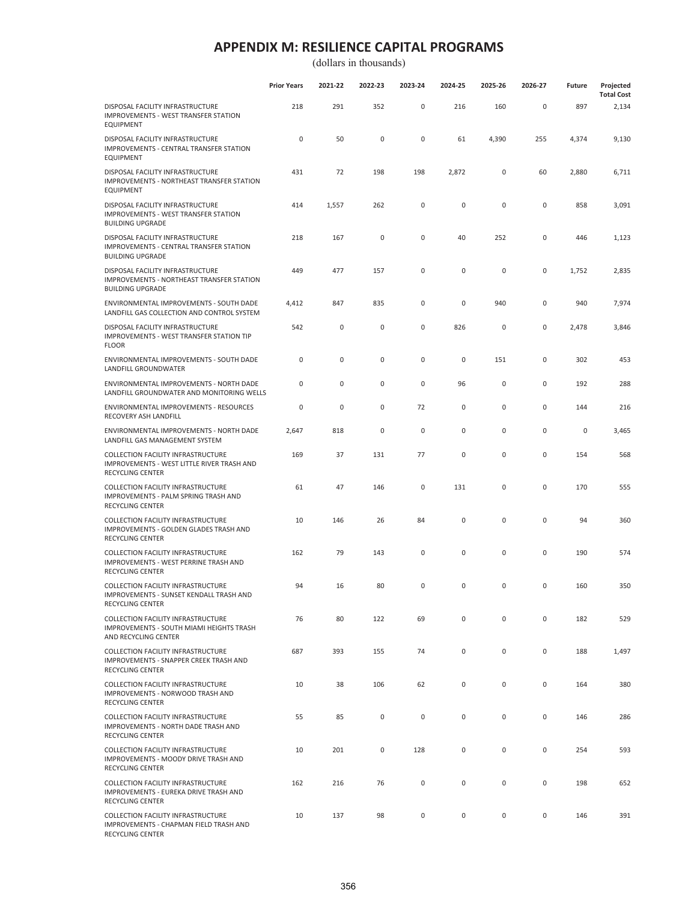# APPENDIX M: RESILIENCE CAPITAL PROGRAMS

(dollars in thousands)

| | Prior Years | 2021-22 | 2022-23 | 2023-24 | 2024-25 | 2025-26 | 2026-27 | Future | Projected Total Cost |
|---|---|---|---|---|---|---|---|---|---|
| DISPOSAL FACILITY INFRASTRUCTURE IMPROVEMENTS - WEST TRANSFER STATION EQUIPMENT | 218 | 291 | 352 | 0 | 216 | 160 | 0 | 897 | 2,134 |
| DISPOSAL FACILITY INFRASTRUCTURE IMPROVEMENTS - CENTRAL TRANSFER STATION EQUIPMENT | 0 | 50 | 0 | 0 | 61 | 4,390 | 255 | 4,374 | 9,130 |
| DISPOSAL FACILITY INFRASTRUCTURE IMPROVEMENTS - NORTHEAST TRANSFER STATION EQUIPMENT | 431 | 72 | 198 | 198 | 2,872 | 0 | 60 | 2,880 | 6,711 |
| DISPOSAL FACILITY INFRASTRUCTURE IMPROVEMENTS - WEST TRANSFER STATION BUILDING UPGRADE | 414 | 1,557 | 262 | 0 | 0 | 0 | 0 | 858 | 3,091 |
| DISPOSAL FACILITY INFRASTRUCTURE IMPROVEMENTS - CENTRAL TRANSFER STATION BUILDING UPGRADE | 218 | 167 | 0 | 0 | 40 | 252 | 0 | 446 | 1,123 |
| DISPOSAL FACILITY INFRASTRUCTURE IMPROVEMENTS - NORTHEAST TRANSFER STATION BUILDING UPGRADE | 449 | 477 | 157 | 0 | 0 | 0 | 0 | 1,752 | 2,835 |
| ENVIRONMENTAL IMPROVEMENTS - SOUTH DADE LANDFILL GAS COLLECTION AND CONTROL SYSTEM | 4,412 | 847 | 835 | 0 | 0 | 940 | 0 | 940 | 7,974 |
| DISPOSAL FACILITY INFRASTRUCTURE IMPROVEMENTS - WEST TRANSFER STATION TIP FLOOR | 542 | 0 | 0 | 0 | 826 | 0 | 0 | 2,478 | 3,846 |
| ENVIRONMENTAL IMPROVEMENTS - SOUTH DADE LANDFILL GROUNDWATER | 0 | 0 | 0 | 0 | 0 | 151 | 0 | 302 | 453 |
| ENVIRONMENTAL IMPROVEMENTS - NORTH DADE LANDFILL GROUNDWATER AND MONITORING WELLS | 0 | 0 | 0 | 0 | 96 | 0 | 0 | 192 | 288 |
| ENVIRONMENTAL IMPROVEMENTS - RESOURCES RECOVERY ASH LANDFILL | 0 | 0 | 0 | 72 | 0 | 0 | 0 | 144 | 216 |
| ENVIRONMENTAL IMPROVEMENTS - NORTH DADE LANDFILL GAS MANAGEMENT SYSTEM | 2,647 | 818 | 0 | 0 | 0 | 0 | 0 | 0 | 3,465 |
| COLLECTION FACILITY INFRASTRUCTURE IMPROVEMENTS - WEST LITTLE RIVER TRASH AND RECYCLING CENTER | 169 | 37 | 131 | 77 | 0 | 0 | 0 | 154 | 568 |
| COLLECTION FACILITY INFRASTRUCTURE IMPROVEMENTS - PALM SPRING TRASH AND RECYCLING CENTER | 61 | 47 | 146 | 0 | 131 | 0 | 0 | 170 | 555 |
| COLLECTION FACILITY INFRASTRUCTURE IMPROVEMENTS - GOLDEN GLADES TRASH AND RECYCLING CENTER | 10 | 146 | 26 | 84 | 0 | 0 | 0 | 94 | 360 |
| COLLECTION FACILITY INFRASTRUCTURE IMPROVEMENTS - WEST PERRINE TRASH AND RECYCLING CENTER | 162 | 79 | 143 | 0 | 0 | 0 | 0 | 190 | 574 |
| COLLECTION FACILITY INFRASTRUCTURE IMPROVEMENTS - SUNSET KENDALL TRASH AND RECYCLING CENTER | 94 | 16 | 80 | 0 | 0 | 0 | 0 | 160 | 350 |
| COLLECTION FACILITY INFRASTRUCTURE IMPROVEMENTS - SOUTH MIAMI HEIGHTS TRASH AND RECYCLING CENTER | 76 | 80 | 122 | 69 | 0 | 0 | 0 | 182 | 529 |
| COLLECTION FACILITY INFRASTRUCTURE IMPROVEMENTS - SNAPPER CREEK TRASH AND RECYCLING CENTER | 687 | 393 | 155 | 74 | 0 | 0 | 0 | 188 | 1,497 |
| COLLECTION FACILITY INFRASTRUCTURE IMPROVEMENTS - NORWOOD TRASH AND RECYCLING CENTER | 10 | 38 | 106 | 62 | 0 | 0 | 0 | 164 | 380 |
| COLLECTION FACILITY INFRASTRUCTURE IMPROVEMENTS - NORTH DADE TRASH AND RECYCLING CENTER | 55 | 85 | 0 | 0 | 0 | 0 | 0 | 146 | 286 |
| COLLECTION FACILITY INFRASTRUCTURE IMPROVEMENTS - MOODY DRIVE TRASH AND RECYCLING CENTER | 10 | 201 | 0 | 128 | 0 | 0 | 0 | 254 | 593 |
| COLLECTION FACILITY INFRASTRUCTURE IMPROVEMENTS - EUREKA DRIVE TRASH AND RECYCLING CENTER | 162 | 216 | 76 | 0 | 0 | 0 | 0 | 198 | 652 |
| COLLECTION FACILITY INFRASTRUCTURE IMPROVEMENTS - CHAPMAN FIELD TRASH AND RECYCLING CENTER | 10 | 137 | 98 | 0 | 0 | 0 | 0 | 146 | 391 |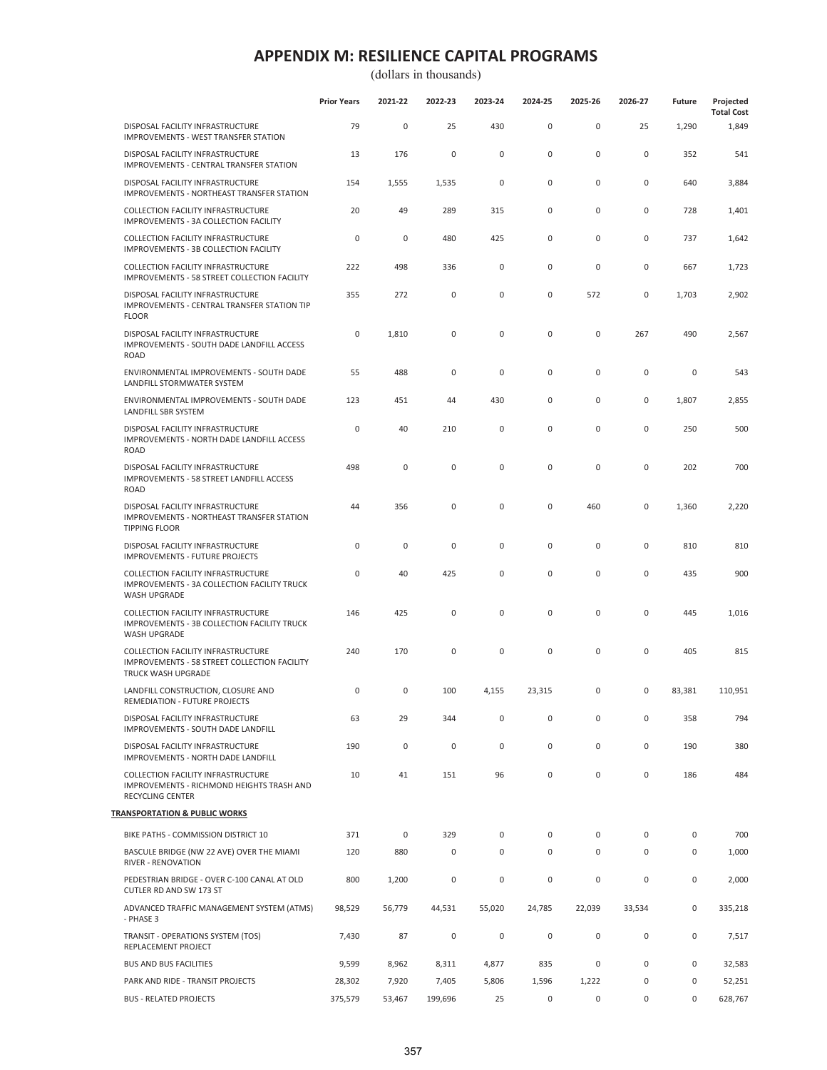# APPENDIX M: RESILIENCE CAPITAL PROGRAMS

(dollars in thousands)

| | Prior Years | 2021-22 | 2022-23 | 2023-24 | 2024-25 | 2025-26 | 2026-27 | Future | Projected Total Cost |
|---|---|---|---|---|---|---|---|---|---|
| DISPOSAL FACILITY INFRASTRUCTURE IMPROVEMENTS - WEST TRANSFER STATION | 79 | 0 | 25 | 430 | 0 | 0 | 25 | 1,290 | 1,849 |
| DISPOSAL FACILITY INFRASTRUCTURE IMPROVEMENTS - CENTRAL TRANSFER STATION | 13 | 176 | 0 | 0 | 0 | 0 | 0 | 352 | 541 |
| DISPOSAL FACILITY INFRASTRUCTURE IMPROVEMENTS - NORTHEAST TRANSFER STATION | 154 | 1,555 | 1,535 | 0 | 0 | 0 | 0 | 640 | 3,884 |
| COLLECTION FACILITY INFRASTRUCTURE IMPROVEMENTS - 3A COLLECTION FACILITY | 20 | 49 | 289 | 315 | 0 | 0 | 0 | 728 | 1,401 |
| COLLECTION FACILITY INFRASTRUCTURE IMPROVEMENTS - 3B COLLECTION FACILITY | 0 | 0 | 480 | 425 | 0 | 0 | 0 | 737 | 1,642 |
| COLLECTION FACILITY INFRASTRUCTURE IMPROVEMENTS - 58 STREET COLLECTION FACILITY | 222 | 498 | 336 | 0 | 0 | 0 | 0 | 667 | 1,723 |
| DISPOSAL FACILITY INFRASTRUCTURE IMPROVEMENTS - CENTRAL TRANSFER STATION TIP FLOOR | 355 | 272 | 0 | 0 | 0 | 572 | 0 | 1,703 | 2,902 |
| DISPOSAL FACILITY INFRASTRUCTURE IMPROVEMENTS - SOUTH DADE LANDFILL ACCESS ROAD | 0 | 1,810 | 0 | 0 | 0 | 0 | 267 | 490 | 2,567 |
| ENVIRONMENTAL IMPROVEMENTS - SOUTH DADE LANDFILL STORMWATER SYSTEM | 55 | 488 | 0 | 0 | 0 | 0 | 0 | 0 | 543 |
| ENVIRONMENTAL IMPROVEMENTS - SOUTH DADE LANDFILL SBR SYSTEM | 123 | 451 | 44 | 430 | 0 | 0 | 0 | 1,807 | 2,855 |
| DISPOSAL FACILITY INFRASTRUCTURE IMPROVEMENTS - NORTH DADE LANDFILL ACCESS ROAD | 0 | 40 | 210 | 0 | 0 | 0 | 0 | 250 | 500 |
| DISPOSAL FACILITY INFRASTRUCTURE IMPROVEMENTS - 58 STREET LANDFILL ACCESS ROAD | 498 | 0 | 0 | 0 | 0 | 0 | 0 | 202 | 700 |
| DISPOSAL FACILITY INFRASTRUCTURE IMPROVEMENTS - NORTHEAST TRANSFER STATION TIPPING FLOOR | 44 | 356 | 0 | 0 | 0 | 460 | 0 | 1,360 | 2,220 |
| DISPOSAL FACILITY INFRASTRUCTURE IMPROVEMENTS - FUTURE PROJECTS | 0 | 0 | 0 | 0 | 0 | 0 | 0 | 810 | 810 |
| COLLECTION FACILITY INFRASTRUCTURE IMPROVEMENTS - 3A COLLECTION FACILITY TRUCK WASH UPGRADE | 0 | 40 | 425 | 0 | 0 | 0 | 0 | 435 | 900 |
| COLLECTION FACILITY INFRASTRUCTURE IMPROVEMENTS - 3B COLLECTION FACILITY TRUCK WASH UPGRADE | 146 | 425 | 0 | 0 | 0 | 0 | 0 | 445 | 1,016 |
| COLLECTION FACILITY INFRASTRUCTURE IMPROVEMENTS - 58 STREET COLLECTION FACILITY TRUCK WASH UPGRADE | 240 | 170 | 0 | 0 | 0 | 0 | 0 | 405 | 815 |
| LANDFILL CONSTRUCTION, CLOSURE AND REMEDIATION - FUTURE PROJECTS | 0 | 0 | 100 | 4,155 | 23,315 | 0 | 0 | 83,381 | 110,951 |
| DISPOSAL FACILITY INFRASTRUCTURE IMPROVEMENTS - SOUTH DADE LANDFILL | 63 | 29 | 344 | 0 | 0 | 0 | 0 | 358 | 794 |
| DISPOSAL FACILITY INFRASTRUCTURE IMPROVEMENTS - NORTH DADE LANDFILL | 190 | 0 | 0 | 0 | 0 | 0 | 0 | 190 | 380 |
| COLLECTION FACILITY INFRASTRUCTURE IMPROVEMENTS - RICHMOND HEIGHTS TRASH AND RECYCLING CENTER | 10 | 41 | 151 | 96 | 0 | 0 | 0 | 186 | 484 |
| **TRANSPORTATION & PUBLIC WORKS** | | | | | | | | | |
| BIKE PATHS - COMMISSION DISTRICT 10 | 371 | 0 | 329 | 0 | 0 | 0 | 0 | 0 | 700 |
| BASCULE BRIDGE (NW 22 AVE) OVER THE MIAMI RIVER - RENOVATION | 120 | 880 | 0 | 0 | 0 | 0 | 0 | 0 | 1,000 |
| PEDESTRIAN BRIDGE - OVER C-100 CANAL AT OLD CUTLER RD AND SW 173 ST | 800 | 1,200 | 0 | 0 | 0 | 0 | 0 | 0 | 2,000 |
| ADVANCED TRAFFIC MANAGEMENT SYSTEM (ATMS) - PHASE 3 | 98,529 | 56,779 | 44,531 | 55,020 | 24,785 | 22,039 | 33,534 | 0 | 335,218 |
| TRANSIT - OPERATIONS SYSTEM (TOS) REPLACEMENT PROJECT | 7,430 | 87 | 0 | 0 | 0 | 0 | 0 | 0 | 7,517 |
| BUS AND BUS FACILITIES | 9,599 | 8,962 | 8,311 | 4,877 | 835 | 0 | 0 | 0 | 32,583 |
| PARK AND RIDE - TRANSIT PROJECTS | 28,302 | 7,920 | 7,405 | 5,806 | 1,596 | 1,222 | 0 | 0 | 52,251 |
| BUS - RELATED PROJECTS | 375,579 | 53,467 | 199,696 | 25 | 0 | 0 | 0 | 0 | 628,767 |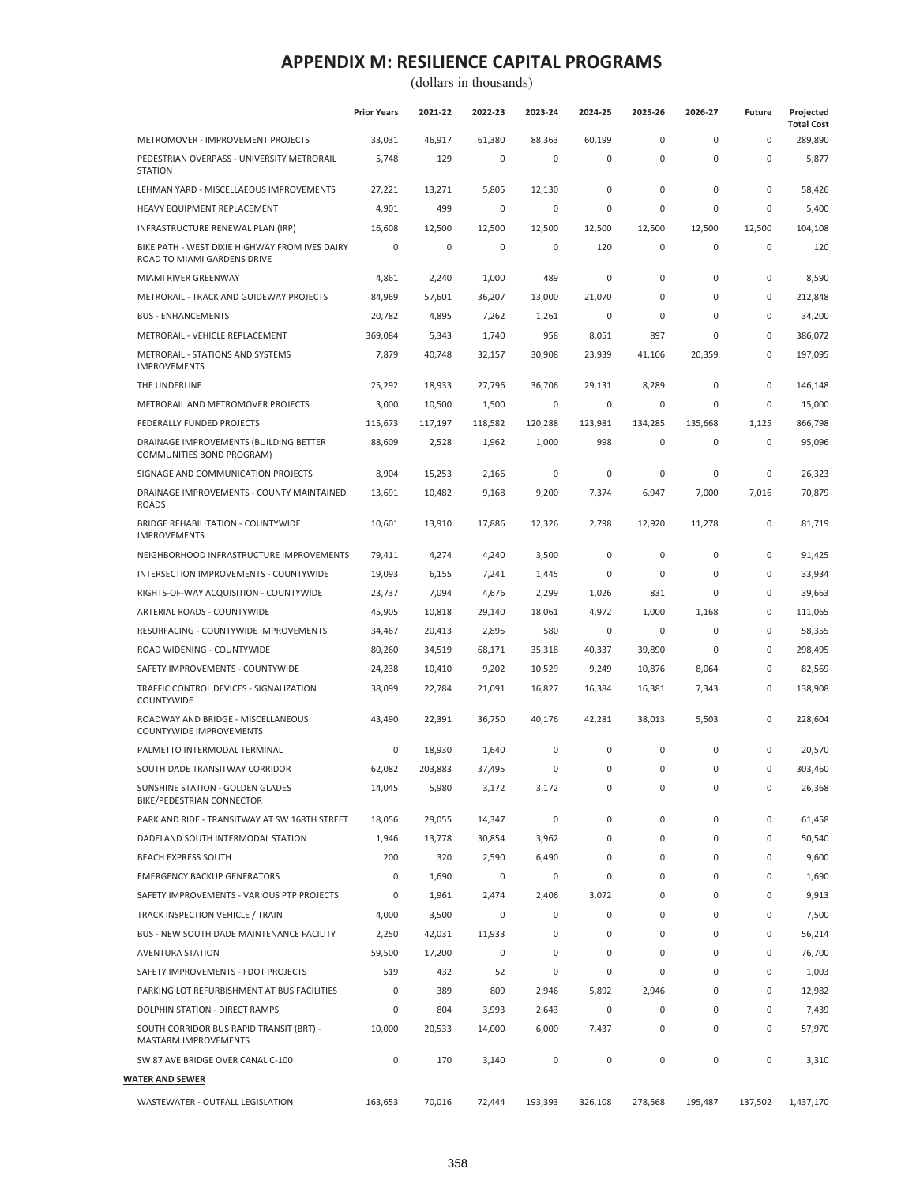# APPENDIX M: RESILIENCE CAPITAL PROGRAMS

(dollars in thousands)

| | Prior Years | 2021-22 | 2022-23 | 2023-24 | 2024-25 | 2025-26 | 2026-27 | Future | Projected Total Cost |
|---|---|---|---|---|---|---|---|---|---|
| METROMOVER - IMPROVEMENT PROJECTS | 33,031 | 46,917 | 61,380 | 88,363 | 60,199 | 0 | 0 | 0 | 289,890 |
| PEDESTRIAN OVERPASS - UNIVERSITY METRORAIL STATION | 5,748 | 129 | 0 | 0 | 0 | 0 | 0 | 0 | 5,877 |
| LEHMAN YARD - MISCELLAEOUS IMPROVEMENTS | 27,221 | 13,271 | 5,805 | 12,130 | 0 | 0 | 0 | 0 | 58,426 |
| HEAVY EQUIPMENT REPLACEMENT | 4,901 | 499 | 0 | 0 | 0 | 0 | 0 | 0 | 5,400 |
| INFRASTRUCTURE RENEWAL PLAN (IRP) | 16,608 | 12,500 | 12,500 | 12,500 | 12,500 | 12,500 | 12,500 | 12,500 | 104,108 |
| BIKE PATH - WEST DIXIE HIGHWAY FROM IVES DAIRY ROAD TO MIAMI GARDENS DRIVE | 0 | 0 | 0 | 0 | 120 | 0 | 0 | 0 | 120 |
| MIAMI RIVER GREENWAY | 4,861 | 2,240 | 1,000 | 489 | 0 | 0 | 0 | 0 | 8,590 |
| METRORAIL - TRACK AND GUIDEWAY PROJECTS | 84,969 | 57,601 | 36,207 | 13,000 | 21,070 | 0 | 0 | 0 | 212,848 |
| BUS - ENHANCEMENTS | 20,782 | 4,895 | 7,262 | 1,261 | 0 | 0 | 0 | 0 | 34,200 |
| METRORAIL - VEHICLE REPLACEMENT | 369,084 | 5,343 | 1,740 | 958 | 8,051 | 897 | 0 | 0 | 386,072 |
| METRORAIL - STATIONS AND SYSTEMS IMPROVEMENTS | 7,879 | 40,748 | 32,157 | 30,908 | 23,939 | 41,106 | 20,359 | 0 | 197,095 |
| THE UNDERLINE | 25,292 | 18,933 | 27,796 | 36,706 | 29,131 | 8,289 | 0 | 0 | 146,148 |
| METRORAIL AND METROMOVER PROJECTS | 3,000 | 10,500 | 1,500 | 0 | 0 | 0 | 0 | 0 | 15,000 |
| FEDERALLY FUNDED PROJECTS | 115,673 | 117,197 | 118,582 | 120,288 | 123,981 | 134,285 | 135,668 | 1,125 | 866,798 |
| DRAINAGE IMPROVEMENTS (BUILDING BETTER COMMUNITIES BOND PROGRAM) | 88,609 | 2,528 | 1,962 | 1,000 | 998 | 0 | 0 | 0 | 95,096 |
| SIGNAGE AND COMMUNICATION PROJECTS | 8,904 | 15,253 | 2,166 | 0 | 0 | 0 | 0 | 0 | 26,323 |
| DRAINAGE IMPROVEMENTS - COUNTY MAINTAINED ROADS | 13,691 | 10,482 | 9,168 | 9,200 | 7,374 | 6,947 | 7,000 | 7,016 | 70,879 |
| BRIDGE REHABILITATION - COUNTYWIDE IMPROVEMENTS | 10,601 | 13,910 | 17,886 | 12,326 | 2,798 | 12,920 | 11,278 | 0 | 81,719 |
| NEIGHBORHOOD INFRASTRUCTURE IMPROVEMENTS | 79,411 | 4,274 | 4,240 | 3,500 | 0 | 0 | 0 | 0 | 91,425 |
| INTERSECTION IMPROVEMENTS - COUNTYWIDE | 19,093 | 6,155 | 7,241 | 1,445 | 0 | 0 | 0 | 0 | 33,934 |
| RIGHTS-OF-WAY ACQUISITION - COUNTYWIDE | 23,737 | 7,094 | 4,676 | 2,299 | 1,026 | 831 | 0 | 0 | 39,663 |
| ARTERIAL ROADS - COUNTYWIDE | 45,905 | 10,818 | 29,140 | 18,061 | 4,972 | 1,000 | 1,168 | 0 | 111,065 |
| RESURFACING - COUNTYWIDE IMPROVEMENTS | 34,467 | 20,413 | 2,895 | 580 | 0 | 0 | 0 | 0 | 58,355 |
| ROAD WIDENING - COUNTYWIDE | 80,260 | 34,519 | 68,171 | 35,318 | 40,337 | 39,890 | 0 | 0 | 298,495 |
| SAFETY IMPROVEMENTS - COUNTYWIDE | 24,238 | 10,410 | 9,202 | 10,529 | 9,249 | 10,876 | 8,064 | 0 | 82,569 |
| TRAFFIC CONTROL DEVICES - SIGNALIZATION COUNTYWIDE | 38,099 | 22,784 | 21,091 | 16,827 | 16,384 | 16,381 | 7,343 | 0 | 138,908 |
| ROADWAY AND BRIDGE - MISCELLANEOUS COUNTYWIDE IMPROVEMENTS | 43,490 | 22,391 | 36,750 | 40,176 | 42,281 | 38,013 | 5,503 | 0 | 228,604 |
| PALMETTO INTERMODAL TERMINAL | 0 | 18,930 | 1,640 | 0 | 0 | 0 | 0 | 0 | 20,570 |
| SOUTH DADE TRANSITWAY CORRIDOR | 62,082 | 203,883 | 37,495 | 0 | 0 | 0 | 0 | 0 | 303,460 |
| SUNSHINE STATION - GOLDEN GLADES BIKE/PEDESTRIAN CONNECTOR | 14,045 | 5,980 | 3,172 | 3,172 | 0 | 0 | 0 | 0 | 26,368 |
| PARK AND RIDE - TRANSITWAY AT SW 168TH STREET | 18,056 | 29,055 | 14,347 | 0 | 0 | 0 | 0 | 0 | 61,458 |
| DADELAND SOUTH INTERMODAL STATION | 1,946 | 13,778 | 30,854 | 3,962 | 0 | 0 | 0 | 0 | 50,540 |
| BEACH EXPRESS SOUTH | 200 | 320 | 2,590 | 6,490 | 0 | 0 | 0 | 0 | 9,600 |
| EMERGENCY BACKUP GENERATORS | 0 | 1,690 | 0 | 0 | 0 | 0 | 0 | 0 | 1,690 |
| SAFETY IMPROVEMENTS - VARIOUS PTP PROJECTS | 0 | 1,961 | 2,474 | 2,406 | 3,072 | 0 | 0 | 0 | 9,913 |
| TRACK INSPECTION VEHICLE / TRAIN | 4,000 | 3,500 | 0 | 0 | 0 | 0 | 0 | 0 | 7,500 |
| BUS - NEW SOUTH DADE MAINTENANCE FACILITY | 2,250 | 42,031 | 11,933 | 0 | 0 | 0 | 0 | 0 | 56,214 |
| AVENTURA STATION | 59,500 | 17,200 | 0 | 0 | 0 | 0 | 0 | 0 | 76,700 |
| SAFETY IMPROVEMENTS - FDOT PROJECTS | 519 | 432 | 52 | 0 | 0 | 0 | 0 | 0 | 1,003 |
| PARKING LOT REFURBISHMENT AT BUS FACILITIES | 0 | 389 | 809 | 2,946 | 5,892 | 2,946 | 0 | 0 | 12,982 |
| DOLPHIN STATION - DIRECT RAMPS | 0 | 804 | 3,993 | 2,643 | 0 | 0 | 0 | 0 | 7,439 |
| SOUTH CORRIDOR BUS RAPID TRANSIT (BRT) - MASTARM IMPROVEMENTS | 10,000 | 20,533 | 14,000 | 6,000 | 7,437 | 0 | 0 | 0 | 57,970 |
| SW 87 AVE BRIDGE OVER CANAL C-100 | 0 | 170 | 3,140 | 0 | 0 | 0 | 0 | 0 | 3,310 |
| **WATER AND SEWER** | | | | | | | | | |
| WASTEWATER - OUTFALL LEGISLATION | 163,653 | 70,016 | 72,444 | 193,393 | 326,108 | 278,568 | 195,487 | 137,502 | 1,437,170 |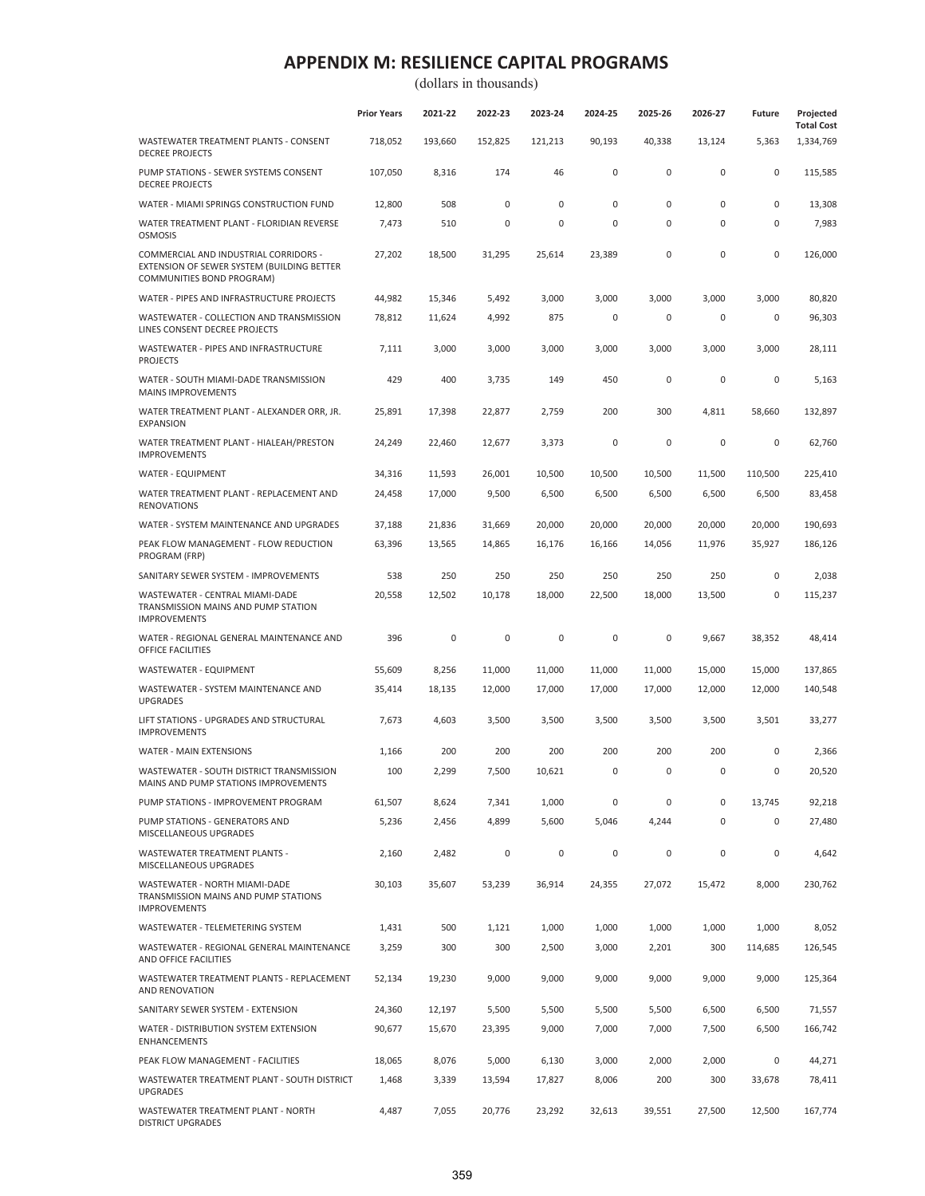# APPENDIX M: RESILIENCE CAPITAL PROGRAMS

(dollars in thousands)

| | Prior Years | 2021-22 | 2022-23 | 2023-24 | 2024-25 | 2025-26 | 2026-27 | Future | Projected Total Cost |
|---|---|---|---|---|---|---|---|---|---|
| WASTEWATER TREATMENT PLANTS - CONSENT DECREE PROJECTS | 718,052 | 193,660 | 152,825 | 121,213 | 90,193 | 40,338 | 13,124 | 5,363 | 1,334,769 |
| PUMP STATIONS - SEWER SYSTEMS CONSENT DECREE PROJECTS | 107,050 | 8,316 | 174 | 46 | 0 | 0 | 0 | 0 | 115,585 |
| WATER - MIAMI SPRINGS CONSTRUCTION FUND | 12,800 | 508 | 0 | 0 | 0 | 0 | 0 | 0 | 13,308 |
| WATER TREATMENT PLANT - FLORIDIAN REVERSE OSMOSIS | 7,473 | 510 | 0 | 0 | 0 | 0 | 0 | 0 | 7,983 |
| COMMERCIAL AND INDUSTRIAL CORRIDORS - EXTENSION OF SEWER SYSTEM (BUILDING BETTER COMMUNITIES BOND PROGRAM) | 27,202 | 18,500 | 31,295 | 25,614 | 23,389 | 0 | 0 | 0 | 126,000 |
| WATER - PIPES AND INFRASTRUCTURE PROJECTS | 44,982 | 15,346 | 5,492 | 3,000 | 3,000 | 3,000 | 3,000 | 3,000 | 80,820 |
| WASTEWATER - COLLECTION AND TRANSMISSION LINES CONSENT DECREE PROJECTS | 78,812 | 11,624 | 4,992 | 875 | 0 | 0 | 0 | 0 | 96,303 |
| WASTEWATER - PIPES AND INFRASTRUCTURE PROJECTS | 7,111 | 3,000 | 3,000 | 3,000 | 3,000 | 3,000 | 3,000 | 3,000 | 28,111 |
| WATER - SOUTH MIAMI-DADE TRANSMISSION MAINS IMPROVEMENTS | 429 | 400 | 3,735 | 149 | 450 | 0 | 0 | 0 | 5,163 |
| WATER TREATMENT PLANT - ALEXANDER ORR, JR. EXPANSION | 25,891 | 17,398 | 22,877 | 2,759 | 200 | 300 | 4,811 | 58,660 | 132,897 |
| WATER TREATMENT PLANT - HIALEAH/PRESTON IMPROVEMENTS | 24,249 | 22,460 | 12,677 | 3,373 | 0 | 0 | 0 | 0 | 62,760 |
| WATER - EQUIPMENT | 34,316 | 11,593 | 26,001 | 10,500 | 10,500 | 10,500 | 11,500 | 110,500 | 225,410 |
| WATER TREATMENT PLANT - REPLACEMENT AND RENOVATIONS | 24,458 | 17,000 | 9,500 | 6,500 | 6,500 | 6,500 | 6,500 | 6,500 | 83,458 |
| WATER - SYSTEM MAINTENANCE AND UPGRADES | 37,188 | 21,836 | 31,669 | 20,000 | 20,000 | 20,000 | 20,000 | 20,000 | 190,693 |
| PEAK FLOW MANAGEMENT - FLOW REDUCTION PROGRAM (FRP) | 63,396 | 13,565 | 14,865 | 16,176 | 16,166 | 14,056 | 11,976 | 35,927 | 186,126 |
| SANITARY SEWER SYSTEM - IMPROVEMENTS | 538 | 250 | 250 | 250 | 250 | 250 | 250 | 0 | 2,038 |
| WASTEWATER - CENTRAL MIAMI-DADE TRANSMISSION MAINS AND PUMP STATION IMPROVEMENTS | 20,558 | 12,502 | 10,178 | 18,000 | 22,500 | 18,000 | 13,500 | 0 | 115,237 |
| WATER - REGIONAL GENERAL MAINTENANCE AND OFFICE FACILITIES | 396 | 0 | 0 | 0 | 0 | 0 | 9,667 | 38,352 | 48,414 |
| WASTEWATER - EQUIPMENT | 55,609 | 8,256 | 11,000 | 11,000 | 11,000 | 11,000 | 15,000 | 15,000 | 137,865 |
| WASTEWATER - SYSTEM MAINTENANCE AND UPGRADES | 35,414 | 18,135 | 12,000 | 17,000 | 17,000 | 17,000 | 12,000 | 12,000 | 140,548 |
| LIFT STATIONS - UPGRADES AND STRUCTURAL IMPROVEMENTS | 7,673 | 4,603 | 3,500 | 3,500 | 3,500 | 3,500 | 3,500 | 3,501 | 33,277 |
| WATER - MAIN EXTENSIONS | 1,166 | 200 | 200 | 200 | 200 | 200 | 200 | 0 | 2,366 |
| WASTEWATER - SOUTH DISTRICT TRANSMISSION MAINS AND PUMP STATIONS IMPROVEMENTS | 100 | 2,299 | 7,500 | 10,621 | 0 | 0 | 0 | 0 | 20,520 |
| PUMP STATIONS - IMPROVEMENT PROGRAM | 61,507 | 8,624 | 7,341 | 1,000 | 0 | 0 | 0 | 13,745 | 92,218 |
| PUMP STATIONS - GENERATORS AND MISCELLANEOUS UPGRADES | 5,236 | 2,456 | 4,899 | 5,600 | 5,046 | 4,244 | 0 | 0 | 27,480 |
| WASTEWATER TREATMENT PLANTS - MISCELLANEOUS UPGRADES | 2,160 | 2,482 | 0 | 0 | 0 | 0 | 0 | 0 | 4,642 |
| WASTEWATER - NORTH MIAMI-DADE TRANSMISSION MAINS AND PUMP STATIONS IMPROVEMENTS | 30,103 | 35,607 | 53,239 | 36,914 | 24,355 | 27,072 | 15,472 | 8,000 | 230,762 |
| WASTEWATER - TELEMETERING SYSTEM | 1,431 | 500 | 1,121 | 1,000 | 1,000 | 1,000 | 1,000 | 1,000 | 8,052 |
| WASTEWATER - REGIONAL GENERAL MAINTENANCE AND OFFICE FACILITIES | 3,259 | 300 | 300 | 2,500 | 3,000 | 2,201 | 300 | 114,685 | 126,545 |
| WASTEWATER TREATMENT PLANTS - REPLACEMENT AND RENOVATION | 52,134 | 19,230 | 9,000 | 9,000 | 9,000 | 9,000 | 9,000 | 9,000 | 125,364 |
| SANITARY SEWER SYSTEM - EXTENSION | 24,360 | 12,197 | 5,500 | 5,500 | 5,500 | 5,500 | 6,500 | 6,500 | 71,557 |
| WATER - DISTRIBUTION SYSTEM EXTENSION ENHANCEMENTS | 90,677 | 15,670 | 23,395 | 9,000 | 7,000 | 7,000 | 7,500 | 6,500 | 166,742 |
| PEAK FLOW MANAGEMENT - FACILITIES | 18,065 | 8,076 | 5,000 | 6,130 | 3,000 | 2,000 | 2,000 | 0 | 44,271 |
| WASTEWATER TREATMENT PLANT - SOUTH DISTRICT UPGRADES | 1,468 | 3,339 | 13,594 | 17,827 | 8,006 | 200 | 300 | 33,678 | 78,411 |
| WASTEWATER TREATMENT PLANT - NORTH DISTRICT UPGRADES | 4,487 | 7,055 | 20,776 | 23,292 | 32,613 | 39,551 | 27,500 | 12,500 | 167,774 |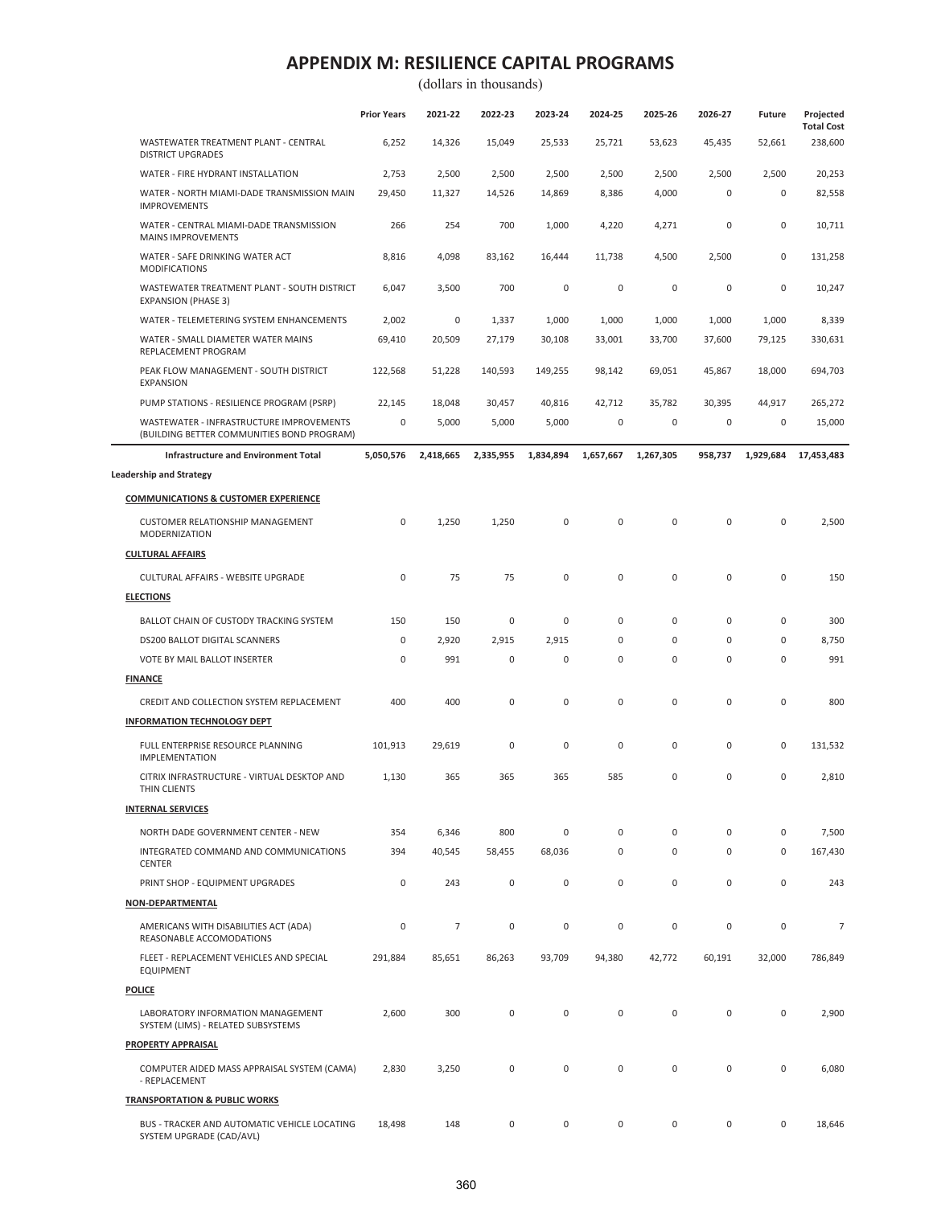# APPENDIX M: RESILIENCE CAPITAL PROGRAMS

(dollars in thousands)

| | Prior Years | 2021-22 | 2022-23 | 2023-24 | 2024-25 | 2025-26 | 2026-27 | Future | Projected Total Cost |
|---|---|---|---|---|---|---|---|---|---|
| WASTEWATER TREATMENT PLANT - CENTRAL DISTRICT UPGRADES | 6,252 | 14,326 | 15,049 | 25,533 | 25,721 | 53,623 | 45,435 | 52,661 | 238,600 |
| WATER - FIRE HYDRANT INSTALLATION | 2,753 | 2,500 | 2,500 | 2,500 | 2,500 | 2,500 | 2,500 | 2,500 | 20,253 |
| WATER - NORTH MIAMI-DADE TRANSMISSION MAIN IMPROVEMENTS | 29,450 | 11,327 | 14,526 | 14,869 | 8,386 | 4,000 | 0 | 0 | 82,558 |
| WATER - CENTRAL MIAMI-DADE TRANSMISSION MAINS IMPROVEMENTS | 266 | 254 | 700 | 1,000 | 4,220 | 4,271 | 0 | 0 | 10,711 |
| WATER - SAFE DRINKING WATER ACT MODIFICATIONS | 8,816 | 4,098 | 83,162 | 16,444 | 11,738 | 4,500 | 2,500 | 0 | 131,258 |
| WASTEWATER TREATMENT PLANT - SOUTH DISTRICT EXPANSION (PHASE 3) | 6,047 | 3,500 | 700 | 0 | 0 | 0 | 0 | 0 | 10,247 |
| WATER - TELEMETERING SYSTEM ENHANCEMENTS | 2,002 | 0 | 1,337 | 1,000 | 1,000 | 1,000 | 1,000 | 1,000 | 8,339 |
| WATER - SMALL DIAMETER WATER MAINS REPLACEMENT PROGRAM | 69,410 | 20,509 | 27,179 | 30,108 | 33,001 | 33,700 | 37,600 | 79,125 | 330,631 |
| PEAK FLOW MANAGEMENT - SOUTH DISTRICT EXPANSION | 122,568 | 51,228 | 140,593 | 149,255 | 98,142 | 69,051 | 45,867 | 18,000 | 694,703 |
| PUMP STATIONS - RESILIENCE PROGRAM (PSRP) | 22,145 | 18,048 | 30,457 | 40,816 | 42,712 | 35,782 | 30,395 | 44,917 | 265,272 |
| WASTEWATER - INFRASTRUCTURE IMPROVEMENTS (BUILDING BETTER COMMUNITIES BOND PROGRAM) | 0 | 5,000 | 5,000 | 5,000 | 0 | 0 | 0 | 0 | 15,000 |
| **Infrastructure and Environment Total** | **5,050,576** | **2,418,665** | **2,335,955** | **1,834,894** | **1,657,667** | **1,267,305** | **958,737** | **1,929,684** | **17,453,483** |
| **Leadership and Strategy** | | | | | | | | | |
| **COMMUNICATIONS & CUSTOMER EXPERIENCE** | | | | | | | | | |
| CUSTOMER RELATIONSHIP MANAGEMENT MODERNIZATION | 0 | 1,250 | 1,250 | 0 | 0 | 0 | 0 | 0 | 2,500 |
| **CULTURAL AFFAIRS** | | | | | | | | | |
| CULTURAL AFFAIRS - WEBSITE UPGRADE | 0 | 75 | 75 | 0 | 0 | 0 | 0 | 0 | 150 |
| **ELECTIONS** | | | | | | | | | |
| BALLOT CHAIN OF CUSTODY TRACKING SYSTEM | 150 | 150 | 0 | 0 | 0 | 0 | 0 | 0 | 300 |
| DS200 BALLOT DIGITAL SCANNERS | 0 | 2,920 | 2,915 | 2,915 | 0 | 0 | 0 | 0 | 8,750 |
| VOTE BY MAIL BALLOT INSERTER | 0 | 991 | 0 | 0 | 0 | 0 | 0 | 0 | 991 |
| **FINANCE** | | | | | | | | | |
| CREDIT AND COLLECTION SYSTEM REPLACEMENT | 400 | 400 | 0 | 0 | 0 | 0 | 0 | 0 | 800 |
| **INFORMATION TECHNOLOGY DEPT** | | | | | | | | | |
| FULL ENTERPRISE RESOURCE PLANNING IMPLEMENTATION | 101,913 | 29,619 | 0 | 0 | 0 | 0 | 0 | 0 | 131,532 |
| CITRIX INFRASTRUCTURE - VIRTUAL DESKTOP AND THIN CLIENTS | 1,130 | 365 | 365 | 365 | 585 | 0 | 0 | 0 | 2,810 |
| **INTERNAL SERVICES** | | | | | | | | | |
| NORTH DADE GOVERNMENT CENTER - NEW | 354 | 6,346 | 800 | 0 | 0 | 0 | 0 | 0 | 7,500 |
| INTEGRATED COMMAND AND COMMUNICATIONS CENTER | 394 | 40,545 | 58,455 | 68,036 | 0 | 0 | 0 | 0 | 167,430 |
| PRINT SHOP - EQUIPMENT UPGRADES | 0 | 243 | 0 | 0 | 0 | 0 | 0 | 0 | 243 |
| **NON-DEPARTMENTAL** | | | | | | | | | |
| AMERICANS WITH DISABILITIES ACT (ADA) REASONABLE ACCOMODATIONS | 0 | 7 | 0 | 0 | 0 | 0 | 0 | 0 | 7 |
| FLEET - REPLACEMENT VEHICLES AND SPECIAL EQUIPMENT | 291,884 | 85,651 | 86,263 | 93,709 | 94,380 | 42,772 | 60,191 | 32,000 | 786,849 |
| **POLICE** | | | | | | | | | |
| LABORATORY INFORMATION MANAGEMENT SYSTEM (LIMS) - RELATED SUBSYSTEMS | 2,600 | 300 | 0 | 0 | 0 | 0 | 0 | 0 | 2,900 |
| **PROPERTY APPRAISAL** | | | | | | | | | |
| COMPUTER AIDED MASS APPRAISAL SYSTEM (CAMA) - REPLACEMENT | 2,830 | 3,250 | 0 | 0 | 0 | 0 | 0 | 0 | 6,080 |
| **TRANSPORTATION & PUBLIC WORKS** | | | | | | | | | |
| BUS - TRACKER AND AUTOMATIC VEHICLE LOCATING SYSTEM UPGRADE (CAD/AVL) | 18,498 | 148 | 0 | 0 | 0 | 0 | 0 | 0 | 18,646 |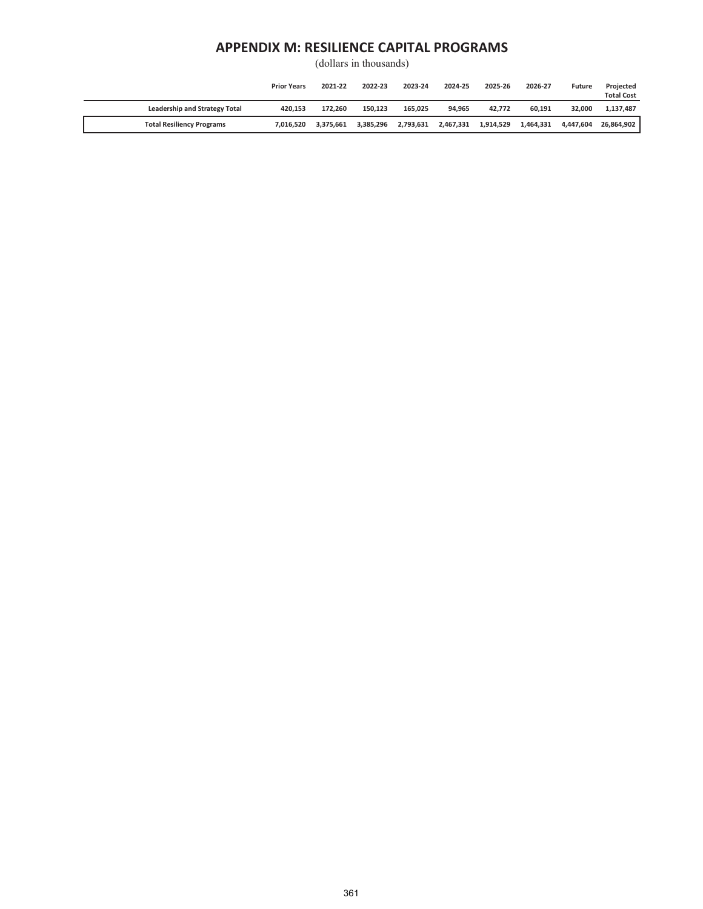# APPENDIX M: RESILIENCE CAPITAL PROGRAMS

(dollars in thousands)

| | Prior Years | 2021-22 | 2022-23 | 2023-24 | 2024-25 | 2025-26 | 2026-27 | Future | Projected Total Cost |
|---|---|---|---|---|---|---|---|---|---|
| **Leadership and Strategy Total** | **420,153** | **172,260** | **150,123** | **165,025** | **94,965** | **42,772** | **60,191** | **32,000** | **1,137,487** |
| **Total Resiliency Programs** | **7,016,520** | **3,375,661** | **3,385,296** | **2,793,631** | **2,467,331** | **1,914,529** | **1,464,331** | **4,447,604** | **26,864,902** |